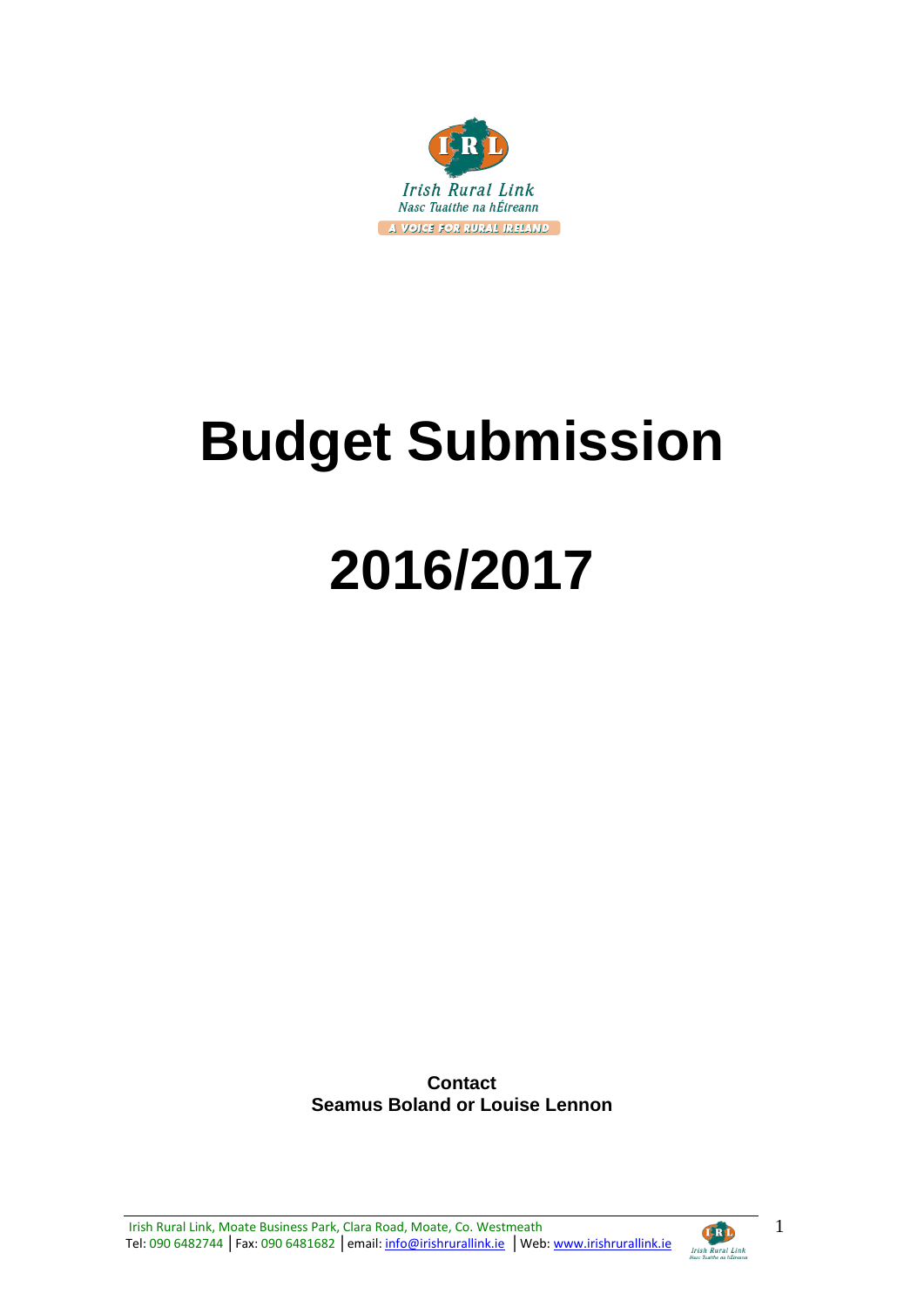Irish Rural Link

Nasc Tuaithe na hÉireann

A VOICE FOR RURAL IRELAND

# Budget Submission

# 2016/2017

**Contact**
**Seamus Boland or Louise Lennon**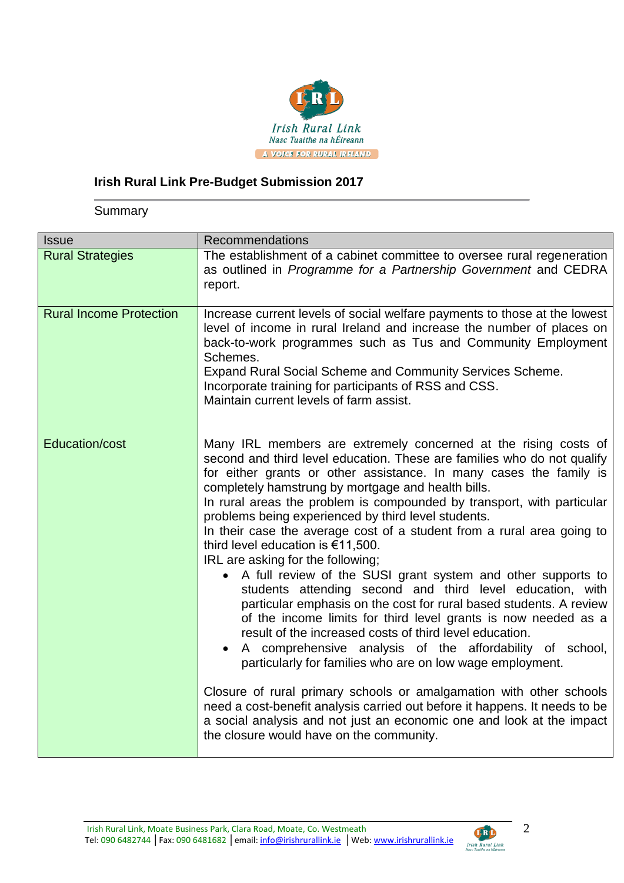**Irish Rural Link Pre-Budget Submission 2017**

Summary

| Issue | Recommendations |
|---|---|
| Rural Strategies | The establishment of a cabinet committee to oversee rural regeneration as outlined in *Programme for a Partnership Government* and CEDRA report. |
| Rural Income Protection | Increase current levels of social welfare payments to those at the lowest level of income in rural Ireland and increase the number of places on back-to-work programmes such as Tus and Community Employment Schemes.<br>Expand Rural Social Scheme and Community Services Scheme.<br>Incorporate training for participants of RSS and CSS.<br>Maintain current levels of farm assist. |
| Education/cost | Many IRL members are extremely concerned at the rising costs of second and third level education. These are families who do not qualify for either grants or other assistance. In many cases the family is completely hamstrung by mortgage and health bills.<br>In rural areas the problem is compounded by transport, with particular problems being experienced by third level students.<br>In their case the average cost of a student from a rural area going to third level education is €11,500.<br>IRL are asking for the following;<br>• A full review of the SUSI grant system and other supports to students attending second and third level education, with particular emphasis on the cost for rural based students. A review of the income limits for third level grants is now needed as a result of the increased costs of third level education.<br>• A comprehensive analysis of the affordability of school, particularly for families who are on low wage employment.<br><br>Closure of rural primary schools or amalgamation with other schools need a cost-benefit analysis carried out before it happens. It needs to be a social analysis and not just an economic one and look at the impact the closure would have on the community. |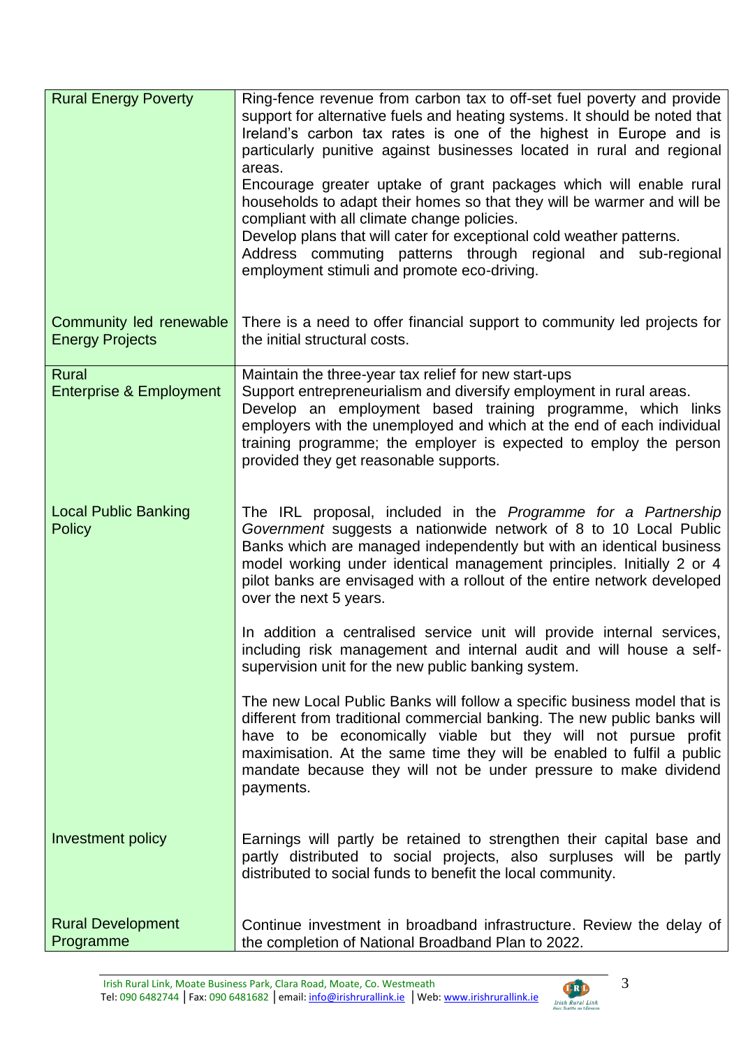| | |
|---|---|
| Rural Energy Poverty | Ring-fence revenue from carbon tax to off-set fuel poverty and provide support for alternative fuels and heating systems. It should be noted that Ireland's carbon tax rates is one of the highest in Europe and is particularly punitive against businesses located in rural and regional areas.<br>Encourage greater uptake of grant packages which will enable rural households to adapt their homes so that they will be warmer and will be compliant with all climate change policies.<br>Develop plans that will cater for exceptional cold weather patterns.<br>Address commuting patterns through regional and sub-regional employment stimuli and promote eco-driving. |
| Community led renewable Energy Projects | There is a need to offer financial support to community led projects for the initial structural costs. |
| Rural Enterprise & Employment | Maintain the three-year tax relief for new start-ups<br>Support entrepreneurialism and diversify employment in rural areas.<br>Develop an employment based training programme, which links employers with the unemployed and which at the end of each individual training programme; the employer is expected to employ the person provided they get reasonable supports. |
| Local Public Banking Policy | The IRL proposal, included in the *Programme for a Partnership Government* suggests a nationwide network of 8 to 10 Local Public Banks which are managed independently but with an identical business model working under identical management principles. Initially 2 or 4 pilot banks are envisaged with a rollout of the entire network developed over the next 5 years.<br><br>In addition a centralised service unit will provide internal services, including risk management and internal audit and will house a self-supervision unit for the new public banking system.<br><br>The new Local Public Banks will follow a specific business model that is different from traditional commercial banking. The new public banks will have to be economically viable but they will not pursue profit maximisation. At the same time they will be enabled to fulfil a public mandate because they will not be under pressure to make dividend payments. |
| Investment policy | Earnings will partly be retained to strengthen their capital base and partly distributed to social projects, also surpluses will be partly distributed to social funds to benefit the local community. |
| Rural Development Programme | Continue investment in broadband infrastructure. Review the delay of the completion of National Broadband Plan to 2022. |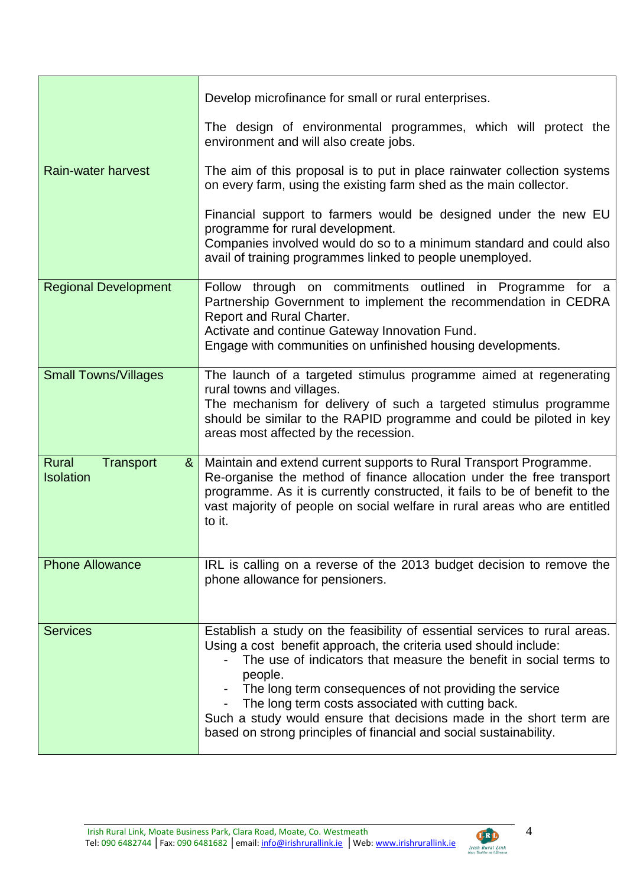| | |
|---|---|
| Rain-water harvest | Develop microfinance for small or rural enterprises.<br><br>The design of environmental programmes, which will protect the environment and will also create jobs.<br><br>The aim of this proposal is to put in place rainwater collection systems on every farm, using the existing farm shed as the main collector.<br><br>Financial support to farmers would be designed under the new EU programme for rural development.<br>Companies involved would do so to a minimum standard and could also avail of training programmes linked to people unemployed. |
| Regional Development | Follow through on commitments outlined in Programme for a Partnership Government to implement the recommendation in CEDRA Report and Rural Charter.<br>Activate and continue Gateway Innovation Fund.<br>Engage with communities on unfinished housing developments. |
| Small Towns/Villages | The launch of a targeted stimulus programme aimed at regenerating rural towns and villages.<br>The mechanism for delivery of such a targeted stimulus programme should be similar to the RAPID programme and could be piloted in key areas most affected by the recession. |
| Rural Transport & Isolation | Maintain and extend current supports to Rural Transport Programme.<br>Re-organise the method of finance allocation under the free transport programme. As it is currently constructed, it fails to be of benefit to the vast majority of people on social welfare in rural areas who are entitled to it. |
| Phone Allowance | IRL is calling on a reverse of the 2013 budget decision to remove the phone allowance for pensioners. |
| Services | Establish a study on the feasibility of essential services to rural areas. Using a cost benefit approach, the criteria used should include:<br>- The use of indicators that measure the benefit in social terms to people.<br>- The long term consequences of not providing the service<br>- The long term costs associated with cutting back.<br>Such a study would ensure that decisions made in the short term are based on strong principles of financial and social sustainability. |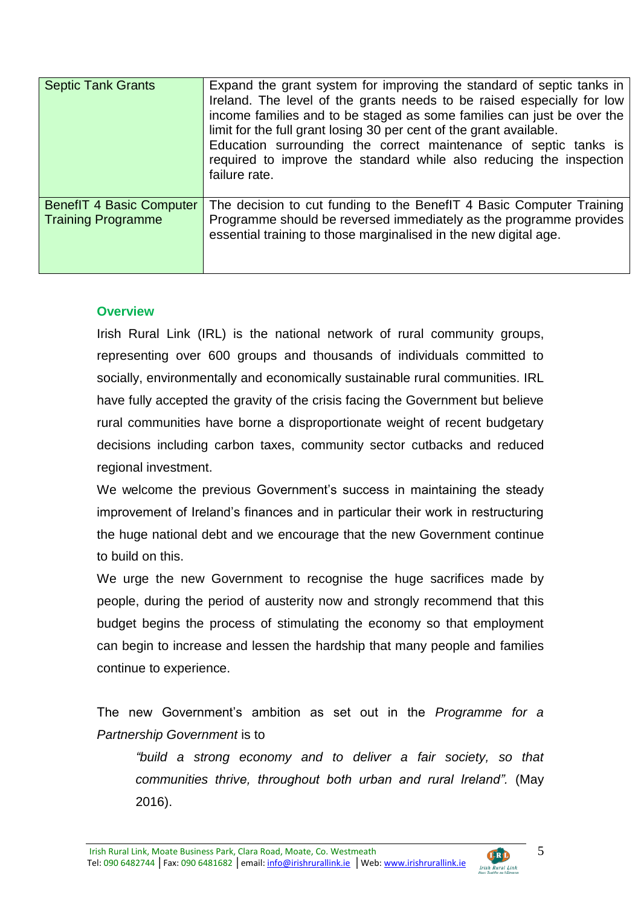| Septic Tank Grants | Expand the grant system for improving the standard of septic tanks in Ireland. The level of the grants needs to be raised especially for low income families and to be staged as some families can just be over the limit for the full grant losing 30 per cent of the grant available.<br>Education surrounding the correct maintenance of septic tanks is required to improve the standard while also reducing the inspection failure rate. |
|---|---|
| BenefIT 4 Basic Computer Training Programme | The decision to cut funding to the BenefIT 4 Basic Computer Training Programme should be reversed immediately as the programme provides essential training to those marginalised in the new digital age. |

## Overview

Irish Rural Link (IRL) is the national network of rural community groups, representing over 600 groups and thousands of individuals committed to socially, environmentally and economically sustainable rural communities. IRL have fully accepted the gravity of the crisis facing the Government but believe rural communities have borne a disproportionate weight of recent budgetary decisions including carbon taxes, community sector cutbacks and reduced regional investment.

We welcome the previous Government's success in maintaining the steady improvement of Ireland's finances and in particular their work in restructuring the huge national debt and we encourage that the new Government continue to build on this.

We urge the new Government to recognise the huge sacrifices made by people, during the period of austerity now and strongly recommend that this budget begins the process of stimulating the economy so that employment can begin to increase and lessen the hardship that many people and families continue to experience.

The new Government's ambition as set out in the *Programme for a Partnership Government* is to

> *"build a strong economy and to deliver a fair society, so that communities thrive, throughout both urban and rural Ireland".* (May 2016).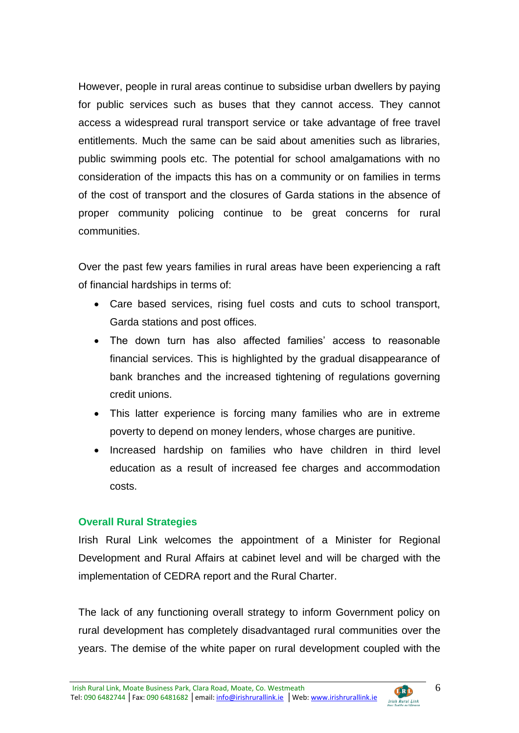However, people in rural areas continue to subsidise urban dwellers by paying for public services such as buses that they cannot access. They cannot access a widespread rural transport service or take advantage of free travel entitlements. Much the same can be said about amenities such as libraries, public swimming pools etc. The potential for school amalgamations with no consideration of the impacts this has on a community or on families in terms of the cost of transport and the closures of Garda stations in the absence of proper community policing continue to be great concerns for rural communities.

Over the past few years families in rural areas have been experiencing a raft of financial hardships in terms of:

- Care based services, rising fuel costs and cuts to school transport, Garda stations and post offices.
- The down turn has also affected families' access to reasonable financial services. This is highlighted by the gradual disappearance of bank branches and the increased tightening of regulations governing credit unions.
- This latter experience is forcing many families who are in extreme poverty to depend on money lenders, whose charges are punitive.
- Increased hardship on families who have children in third level education as a result of increased fee charges and accommodation costs.

## Overall Rural Strategies

Irish Rural Link welcomes the appointment of a Minister for Regional Development and Rural Affairs at cabinet level and will be charged with the implementation of CEDRA report and the Rural Charter.

The lack of any functioning overall strategy to inform Government policy on rural development has completely disadvantaged rural communities over the years. The demise of the white paper on rural development coupled with the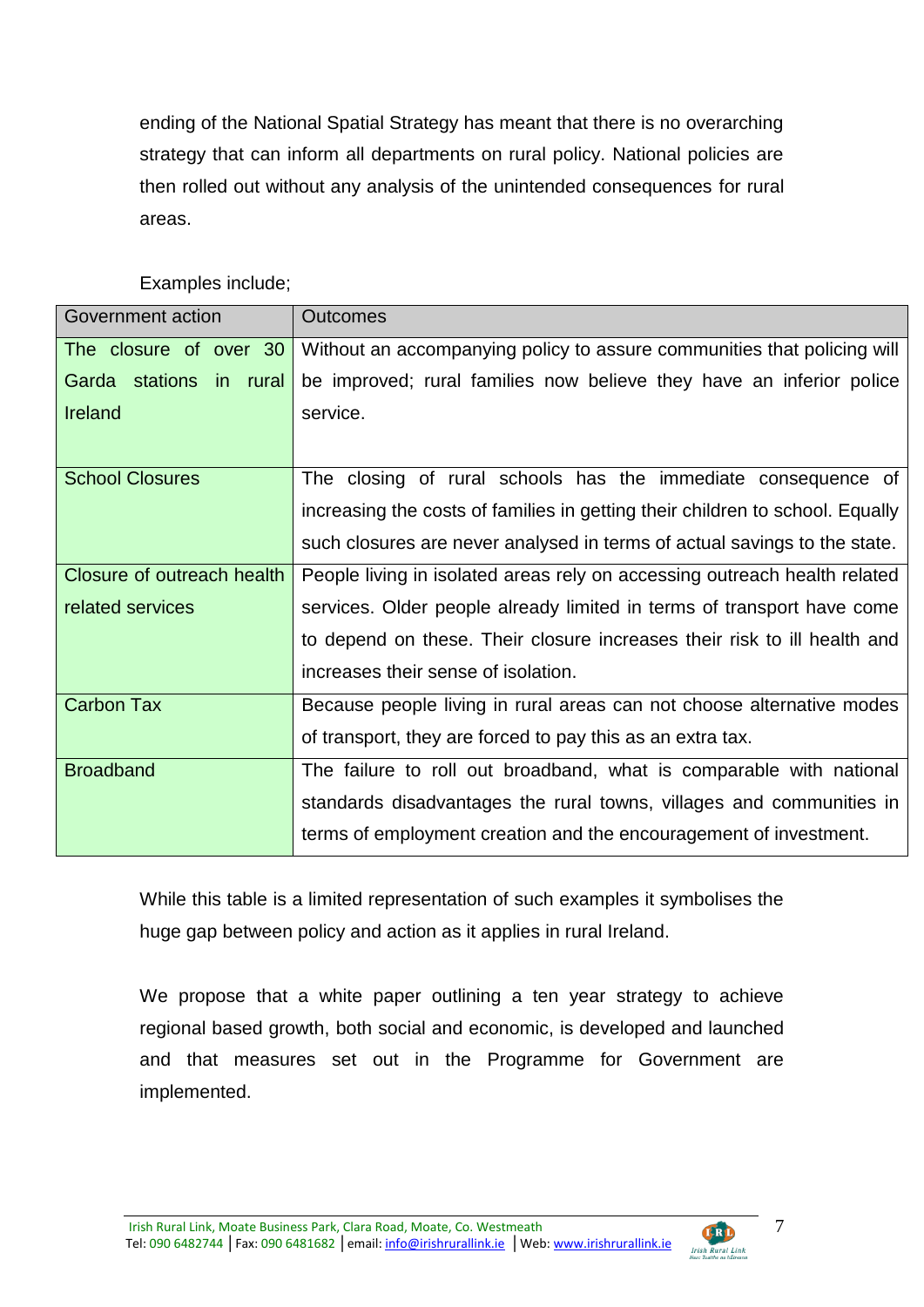ending of the National Spatial Strategy has meant that there is no overarching strategy that can inform all departments on rural policy. National policies are then rolled out without any analysis of the unintended consequences for rural areas.

Examples include;

| Government action | Outcomes |
| --- | --- |
| The closure of over 30 Garda stations in rural Ireland | Without an accompanying policy to assure communities that policing will be improved; rural families now believe they have an inferior police service. |
| School Closures | The closing of rural schools has the immediate consequence of increasing the costs of families in getting their children to school. Equally such closures are never analysed in terms of actual savings to the state. |
| Closure of outreach health related services | People living in isolated areas rely on accessing outreach health related services. Older people already limited in terms of transport have come to depend on these. Their closure increases their risk to ill health and increases their sense of isolation. |
| Carbon Tax | Because people living in rural areas can not choose alternative modes of transport, they are forced to pay this as an extra tax. |
| Broadband | The failure to roll out broadband, what is comparable with national standards disadvantages the rural towns, villages and communities in terms of employment creation and the encouragement of investment. |

While this table is a limited representation of such examples it symbolises the huge gap between policy and action as it applies in rural Ireland.

We propose that a white paper outlining a ten year strategy to achieve regional based growth, both social and economic, is developed and launched and that measures set out in the Programme for Government are implemented.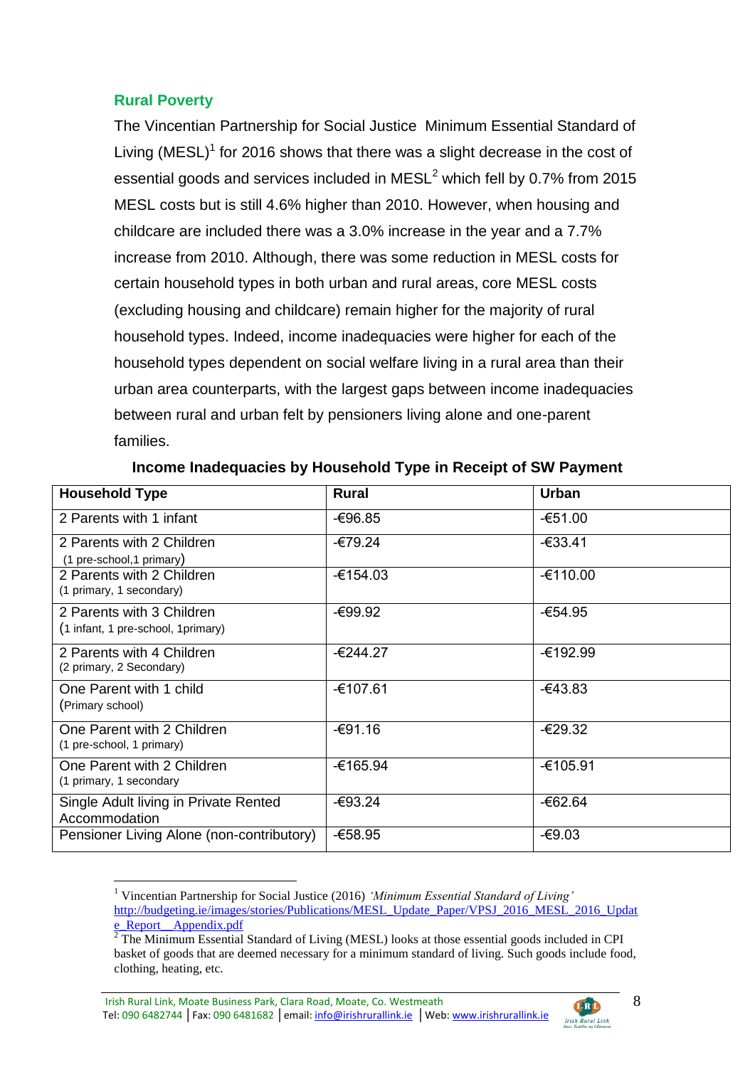## Rural Poverty

The Vincentian Partnership for Social Justice Minimum Essential Standard of Living (MESL)[1] for 2016 shows that there was a slight decrease in the cost of essential goods and services included in MESL[2] which fell by 0.7% from 2015 MESL costs but is still 4.6% higher than 2010. However, when housing and childcare are included there was a 3.0% increase in the year and a 7.7% increase from 2010. Although, there was some reduction in MESL costs for certain household types in both urban and rural areas, core MESL costs (excluding housing and childcare) remain higher for the majority of rural household types. Indeed, income inadequacies were higher for each of the household types dependent on social welfare living in a rural area than their urban area counterparts, with the largest gaps between income inadequacies between rural and urban felt by pensioners living alone and one-parent families.

**Income Inadequacies by Household Type in Receipt of SW Payment**

| Household Type | Rural | Urban |
|---|---|---|
| 2 Parents with 1 infant | -€96.85 | -€51.00 |
| 2 Parents with 2 Children (1 pre-school,1 primary) | -€79.24 | -€33.41 |
| 2 Parents with 2 Children (1 primary, 1 secondary) | -€154.03 | -€110.00 |
| 2 Parents with 3 Children (1 infant, 1 pre-school, 1primary) | -€99.92 | -€54.95 |
| 2 Parents with 4 Children (2 primary, 2 Secondary) | -€244.27 | -€192.99 |
| One Parent with 1 child (Primary school) | -€107.61 | -€43.83 |
| One Parent with 2 Children (1 pre-school, 1 primary) | -€91.16 | -€29.32 |
| One Parent with 2 Children (1 primary, 1 secondary | -€165.94 | -€105.91 |
| Single Adult living in Private Rented Accommodation | -€93.24 | -€62.64 |
| Pensioner Living Alone (non-contributory) | -€58.95 | -€9.03 |

[1] Vincentian Partnership for Social Justice (2016) *'Minimum Essential Standard of Living'* http://budgeting.ie/images/stories/Publications/MESL_Update_Paper/VPSJ_2016_MESL_2016_Update_Report__Appendix.pdf

[2] The Minimum Essential Standard of Living (MESL) looks at those essential goods included in CPI basket of goods that are deemed necessary for a minimum standard of living. Such goods include food, clothing, heating, etc.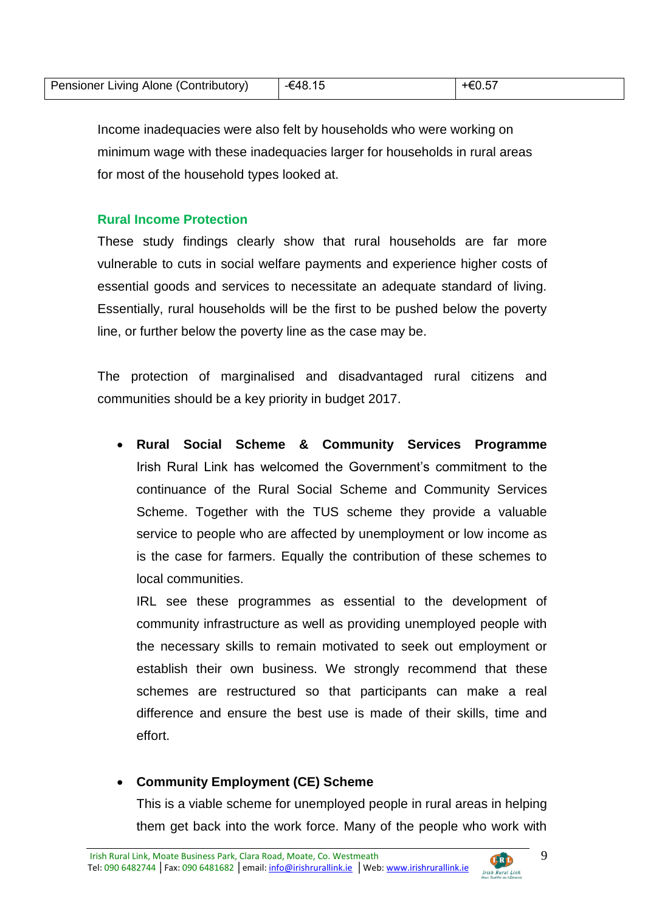| Pensioner Living Alone (Contributory) | -€48.15 | +€0.57 |
|---|---|---|

Income inadequacies were also felt by households who were working on minimum wage with these inadequacies larger for households in rural areas for most of the household types looked at.

### Rural Income Protection

These study findings clearly show that rural households are far more vulnerable to cuts in social welfare payments and experience higher costs of essential goods and services to necessitate an adequate standard of living. Essentially, rural households will be the first to be pushed below the poverty line, or further below the poverty line as the case may be.

The protection of marginalised and disadvantaged rural citizens and communities should be a key priority in budget 2017.

- **Rural Social Scheme & Community Services Programme**
  Irish Rural Link has welcomed the Government's commitment to the continuance of the Rural Social Scheme and Community Services Scheme. Together with the TUS scheme they provide a valuable service to people who are affected by unemployment or low income as is the case for farmers. Equally the contribution of these schemes to local communities.
  IRL see these programmes as essential to the development of community infrastructure as well as providing unemployed people with the necessary skills to remain motivated to seek out employment or establish their own business. We strongly recommend that these schemes are restructured so that participants can make a real difference and ensure the best use is made of their skills, time and effort.

- **Community Employment (CE) Scheme**
  This is a viable scheme for unemployed people in rural areas in helping them get back into the work force. Many of the people who work with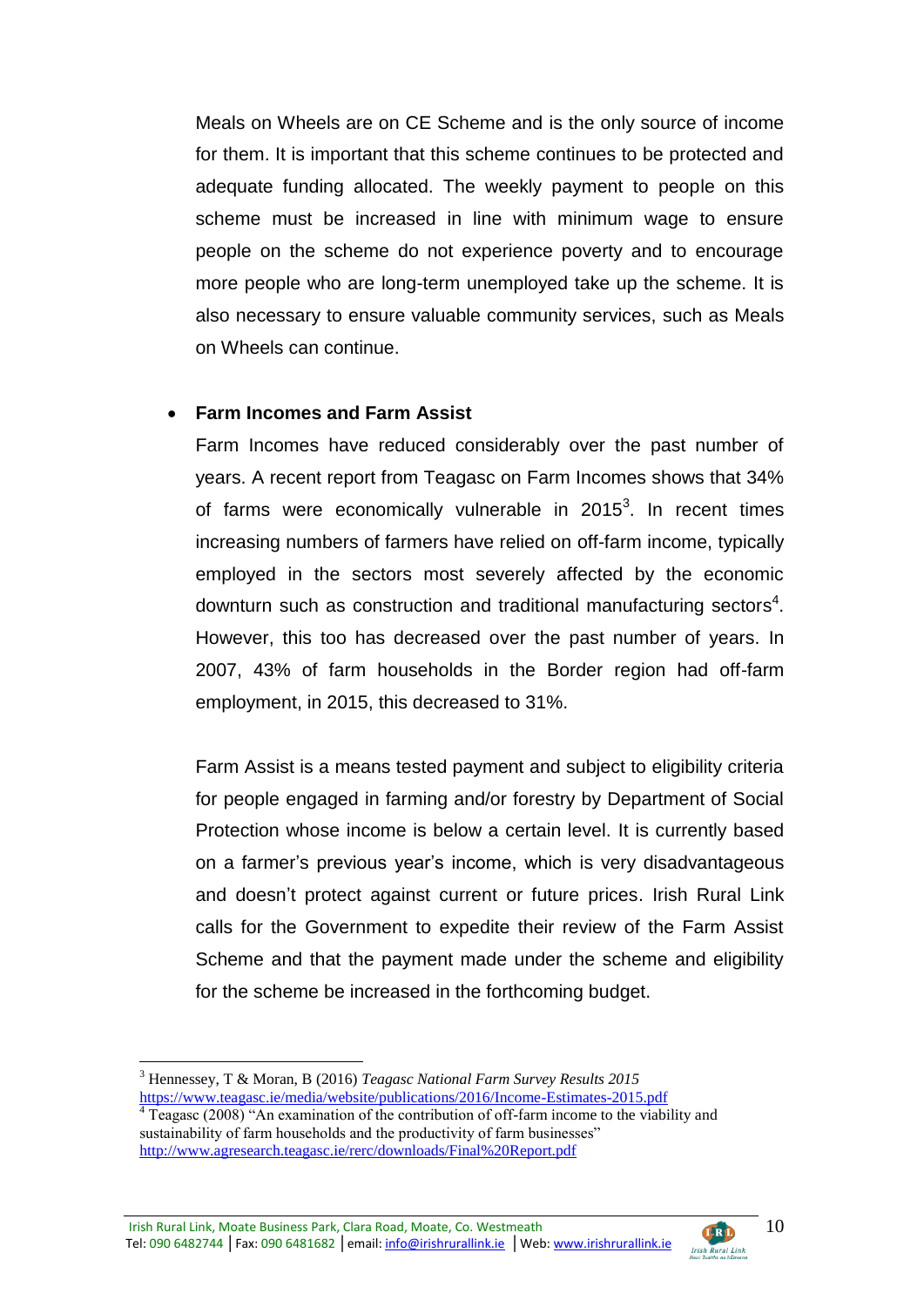Meals on Wheels are on CE Scheme and is the only source of income for them. It is important that this scheme continues to be protected and adequate funding allocated. The weekly payment to people on this scheme must be increased in line with minimum wage to ensure people on the scheme do not experience poverty and to encourage more people who are long-term unemployed take up the scheme. It is also necessary to ensure valuable community services, such as Meals on Wheels can continue.

- **Farm Incomes and Farm Assist**

  Farm Incomes have reduced considerably over the past number of years. A recent report from Teagasc on Farm Incomes shows that 34% of farms were economically vulnerable in 2015[3]. In recent times increasing numbers of farmers have relied on off-farm income, typically employed in the sectors most severely affected by the economic downturn such as construction and traditional manufacturing sectors[4]. However, this too has decreased over the past number of years. In 2007, 43% of farm households in the Border region had off-farm employment, in 2015, this decreased to 31%.

  Farm Assist is a means tested payment and subject to eligibility criteria for people engaged in farming and/or forestry by Department of Social Protection whose income is below a certain level. It is currently based on a farmer's previous year's income, which is very disadvantageous and doesn't protect against current or future prices. Irish Rural Link calls for the Government to expedite their review of the Farm Assist Scheme and that the payment made under the scheme and eligibility for the scheme be increased in the forthcoming budget.

---

[3] Hennessey, T & Moran, B (2016) *Teagasc National Farm Survey Results 2015* https://www.teagasc.ie/media/website/publications/2016/Income-Estimates-2015.pdf

[4] Teagasc (2008) "An examination of the contribution of off-farm income to the viability and sustainability of farm households and the productivity of farm businesses" http://www.agresearch.teagasc.ie/rerc/downloads/Final%20Report.pdf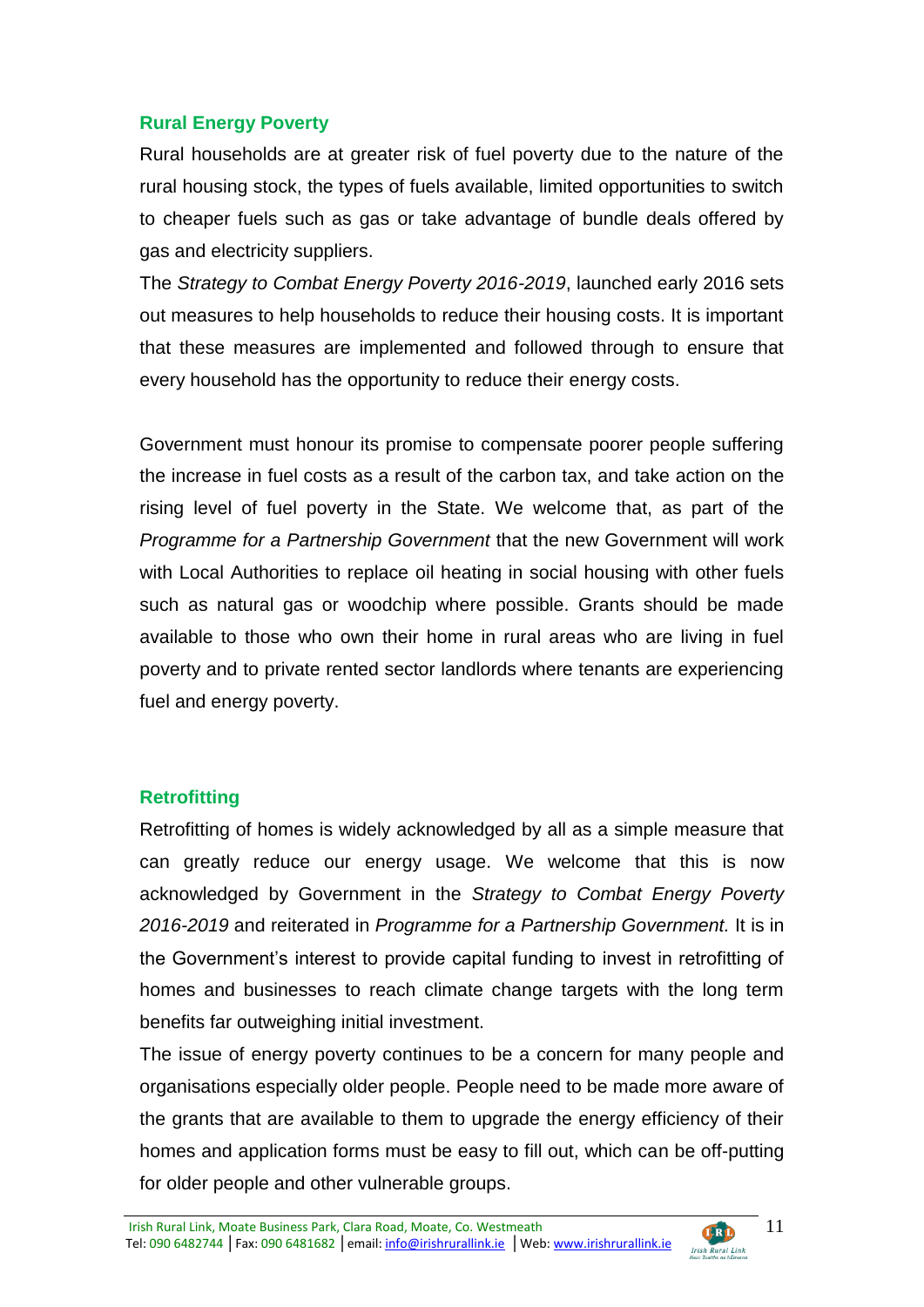## Rural Energy Poverty

Rural households are at greater risk of fuel poverty due to the nature of the rural housing stock, the types of fuels available, limited opportunities to switch to cheaper fuels such as gas or take advantage of bundle deals offered by gas and electricity suppliers.

The *Strategy to Combat Energy Poverty 2016-2019*, launched early 2016 sets out measures to help households to reduce their housing costs. It is important that these measures are implemented and followed through to ensure that every household has the opportunity to reduce their energy costs.

Government must honour its promise to compensate poorer people suffering the increase in fuel costs as a result of the carbon tax, and take action on the rising level of fuel poverty in the State. We welcome that, as part of the *Programme for a Partnership Government* that the new Government will work with Local Authorities to replace oil heating in social housing with other fuels such as natural gas or woodchip where possible. Grants should be made available to those who own their home in rural areas who are living in fuel poverty and to private rented sector landlords where tenants are experiencing fuel and energy poverty.

## Retrofitting

Retrofitting of homes is widely acknowledged by all as a simple measure that can greatly reduce our energy usage. We welcome that this is now acknowledged by Government in the *Strategy to Combat Energy Poverty 2016-2019* and reiterated in *Programme for a Partnership Government.* It is in the Government's interest to provide capital funding to invest in retrofitting of homes and businesses to reach climate change targets with the long term benefits far outweighing initial investment.

The issue of energy poverty continues to be a concern for many people and organisations especially older people. People need to be made more aware of the grants that are available to them to upgrade the energy efficiency of their homes and application forms must be easy to fill out, which can be off-putting for older people and other vulnerable groups.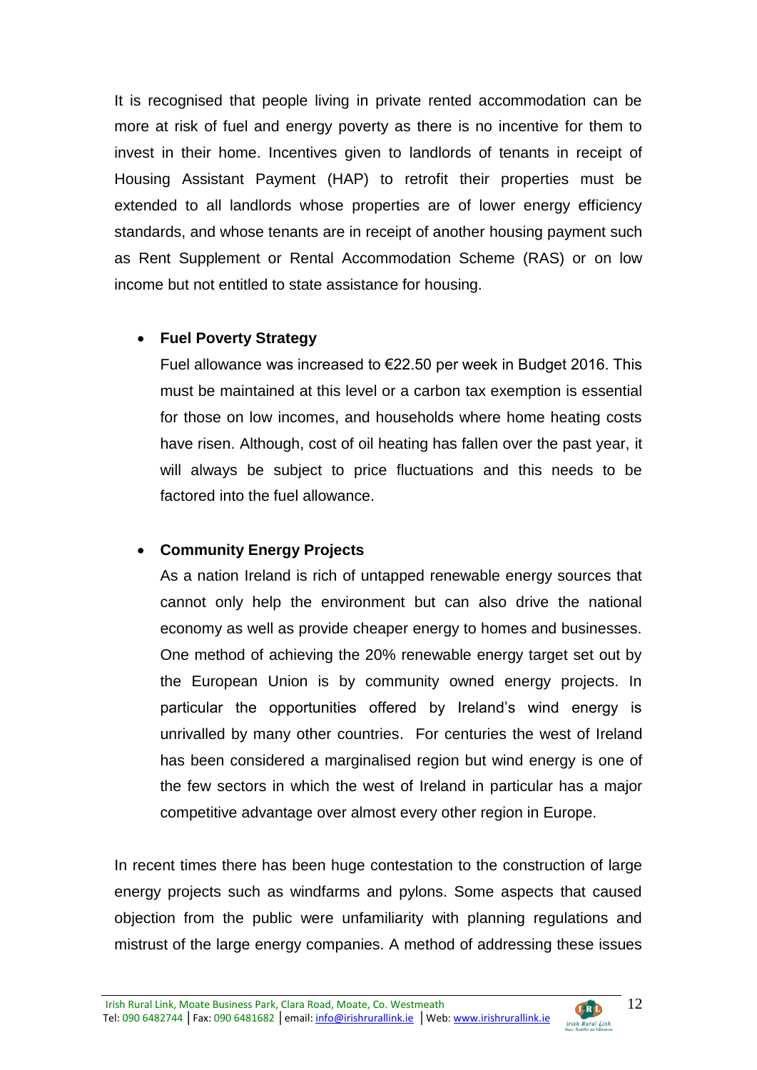It is recognised that people living in private rented accommodation can be more at risk of fuel and energy poverty as there is no incentive for them to invest in their home. Incentives given to landlords of tenants in receipt of Housing Assistant Payment (HAP) to retrofit their properties must be extended to all landlords whose properties are of lower energy efficiency standards, and whose tenants are in receipt of another housing payment such as Rent Supplement or Rental Accommodation Scheme (RAS) or on low income but not entitled to state assistance for housing.

- **Fuel Poverty Strategy**

  Fuel allowance was increased to €22.50 per week in Budget 2016. This must be maintained at this level or a carbon tax exemption is essential for those on low incomes, and households where home heating costs have risen. Although, cost of oil heating has fallen over the past year, it will always be subject to price fluctuations and this needs to be factored into the fuel allowance.

- **Community Energy Projects**

  As a nation Ireland is rich of untapped renewable energy sources that cannot only help the environment but can also drive the national economy as well as provide cheaper energy to homes and businesses. One method of achieving the 20% renewable energy target set out by the European Union is by community owned energy projects. In particular the opportunities offered by Ireland's wind energy is unrivalled by many other countries. For centuries the west of Ireland has been considered a marginalised region but wind energy is one of the few sectors in which the west of Ireland in particular has a major competitive advantage over almost every other region in Europe.

In recent times there has been huge contestation to the construction of large energy projects such as windfarms and pylons. Some aspects that caused objection from the public were unfamiliarity with planning regulations and mistrust of the large energy companies. A method of addressing these issues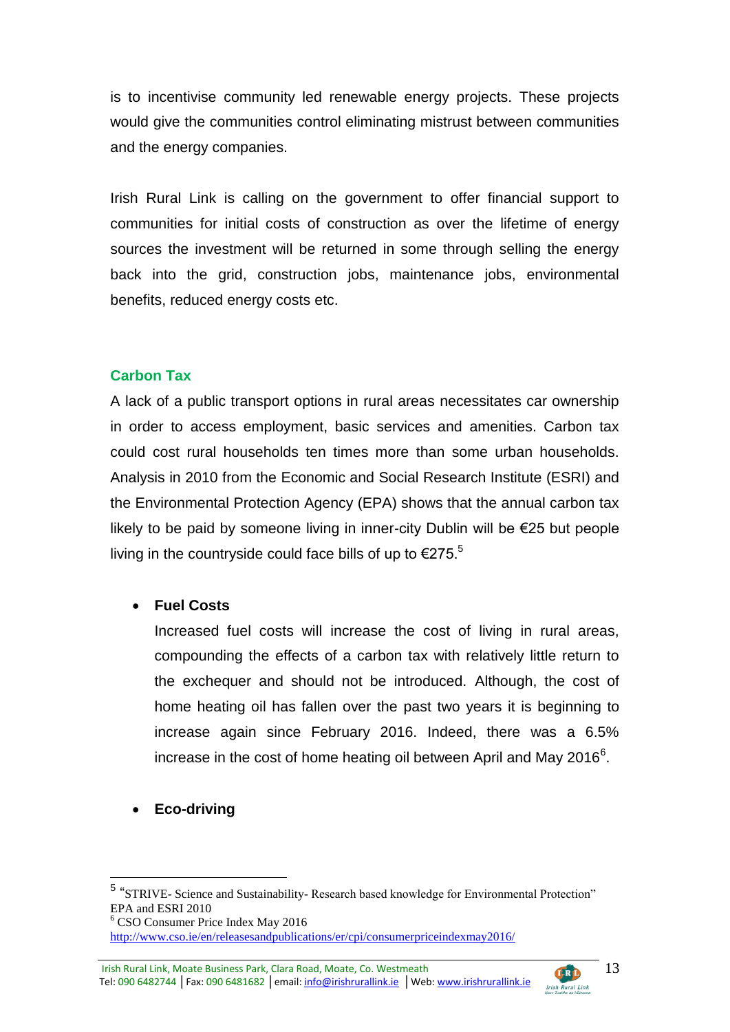is to incentivise community led renewable energy projects. These projects would give the communities control eliminating mistrust between communities and the energy companies.

Irish Rural Link is calling on the government to offer financial support to communities for initial costs of construction as over the lifetime of energy sources the investment will be returned in some through selling the energy back into the grid, construction jobs, maintenance jobs, environmental benefits, reduced energy costs etc.

## Carbon Tax

A lack of a public transport options in rural areas necessitates car ownership in order to access employment, basic services and amenities. Carbon tax could cost rural households ten times more than some urban households. Analysis in 2010 from the Economic and Social Research Institute (ESRI) and the Environmental Protection Agency (EPA) shows that the annual carbon tax likely to be paid by someone living in inner-city Dublin will be €25 but people living in the countryside could face bills of up to €275.[5]

- **Fuel Costs**

  Increased fuel costs will increase the cost of living in rural areas, compounding the effects of a carbon tax with relatively little return to the exchequer and should not be introduced. Although, the cost of home heating oil has fallen over the past two years it is beginning to increase again since February 2016. Indeed, there was a 6.5% increase in the cost of home heating oil between April and May 2016[6].

- **Eco-driving**

---

[5] "STRIVE- Science and Sustainability- Research based knowledge for Environmental Protection" EPA and ESRI 2010

[6] CSO Consumer Price Index May 2016 http://www.cso.ie/en/releasesandpublications/er/cpi/consumerpriceindexmay2016/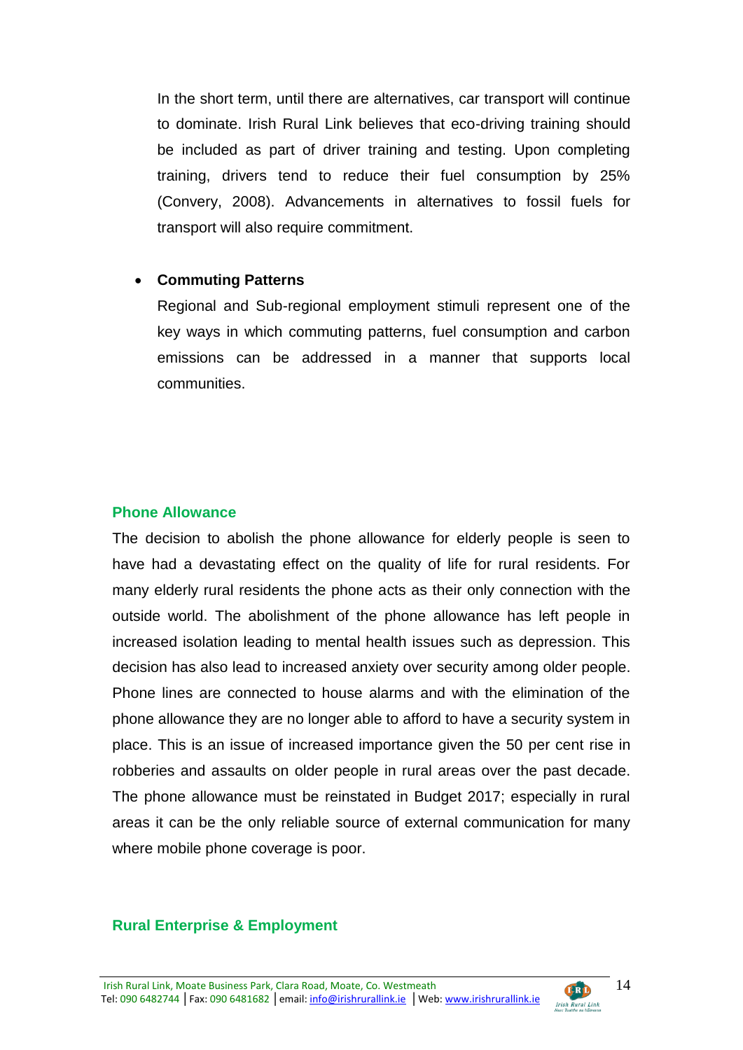In the short term, until there are alternatives, car transport will continue to dominate. Irish Rural Link believes that eco-driving training should be included as part of driver training and testing. Upon completing training, drivers tend to reduce their fuel consumption by 25% (Convery, 2008). Advancements in alternatives to fossil fuels for transport will also require commitment.

- **Commuting Patterns**

  Regional and Sub-regional employment stimuli represent one of the key ways in which commuting patterns, fuel consumption and carbon emissions can be addressed in a manner that supports local communities.

## Phone Allowance

The decision to abolish the phone allowance for elderly people is seen to have had a devastating effect on the quality of life for rural residents. For many elderly rural residents the phone acts as their only connection with the outside world. The abolishment of the phone allowance has left people in increased isolation leading to mental health issues such as depression. This decision has also lead to increased anxiety over security among older people. Phone lines are connected to house alarms and with the elimination of the phone allowance they are no longer able to afford to have a security system in place. This is an issue of increased importance given the 50 per cent rise in robberies and assaults on older people in rural areas over the past decade. The phone allowance must be reinstated in Budget 2017; especially in rural areas it can be the only reliable source of external communication for many where mobile phone coverage is poor.

## Rural Enterprise & Employment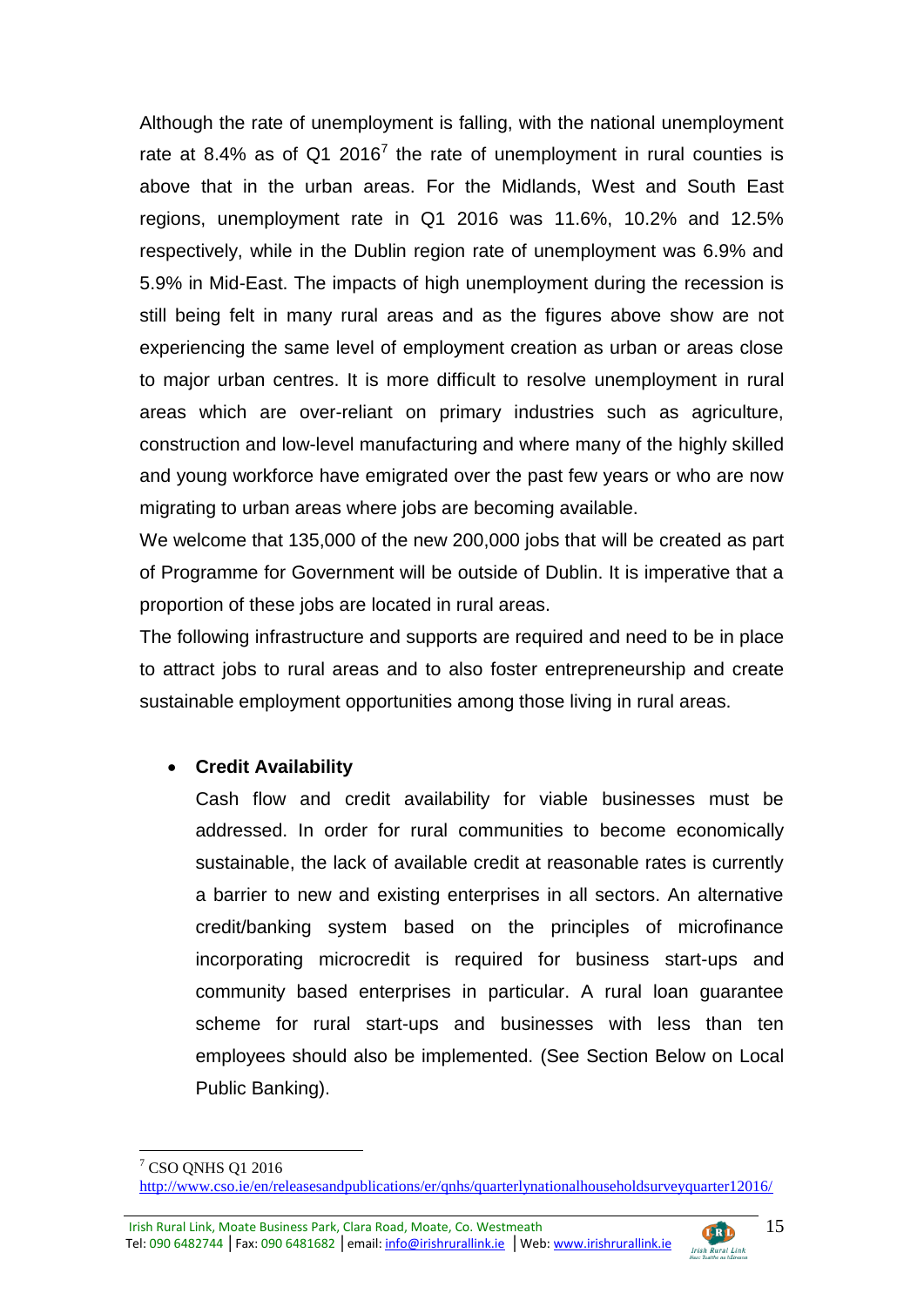Although the rate of unemployment is falling, with the national unemployment rate at 8.4% as of Q1 2016[7] the rate of unemployment in rural counties is above that in the urban areas. For the Midlands, West and South East regions, unemployment rate in Q1 2016 was 11.6%, 10.2% and 12.5% respectively, while in the Dublin region rate of unemployment was 6.9% and 5.9% in Mid-East. The impacts of high unemployment during the recession is still being felt in many rural areas and as the figures above show are not experiencing the same level of employment creation as urban or areas close to major urban centres. It is more difficult to resolve unemployment in rural areas which are over-reliant on primary industries such as agriculture, construction and low-level manufacturing and where many of the highly skilled and young workforce have emigrated over the past few years or who are now migrating to urban areas where jobs are becoming available.

We welcome that 135,000 of the new 200,000 jobs that will be created as part of Programme for Government will be outside of Dublin. It is imperative that a proportion of these jobs are located in rural areas.

The following infrastructure and supports are required and need to be in place to attract jobs to rural areas and to also foster entrepreneurship and create sustainable employment opportunities among those living in rural areas.

- **Credit Availability**

  Cash flow and credit availability for viable businesses must be addressed. In order for rural communities to become economically sustainable, the lack of available credit at reasonable rates is currently a barrier to new and existing enterprises in all sectors. An alternative credit/banking system based on the principles of microfinance incorporating microcredit is required for business start-ups and community based enterprises in particular. A rural loan guarantee scheme for rural start-ups and businesses with less than ten employees should also be implemented. (See Section Below on Local Public Banking).

[7] CSO QNHS Q1 2016 http://www.cso.ie/en/releasesandpublications/er/qnhs/quarterlynationalhouseholdsurveyquarter12016/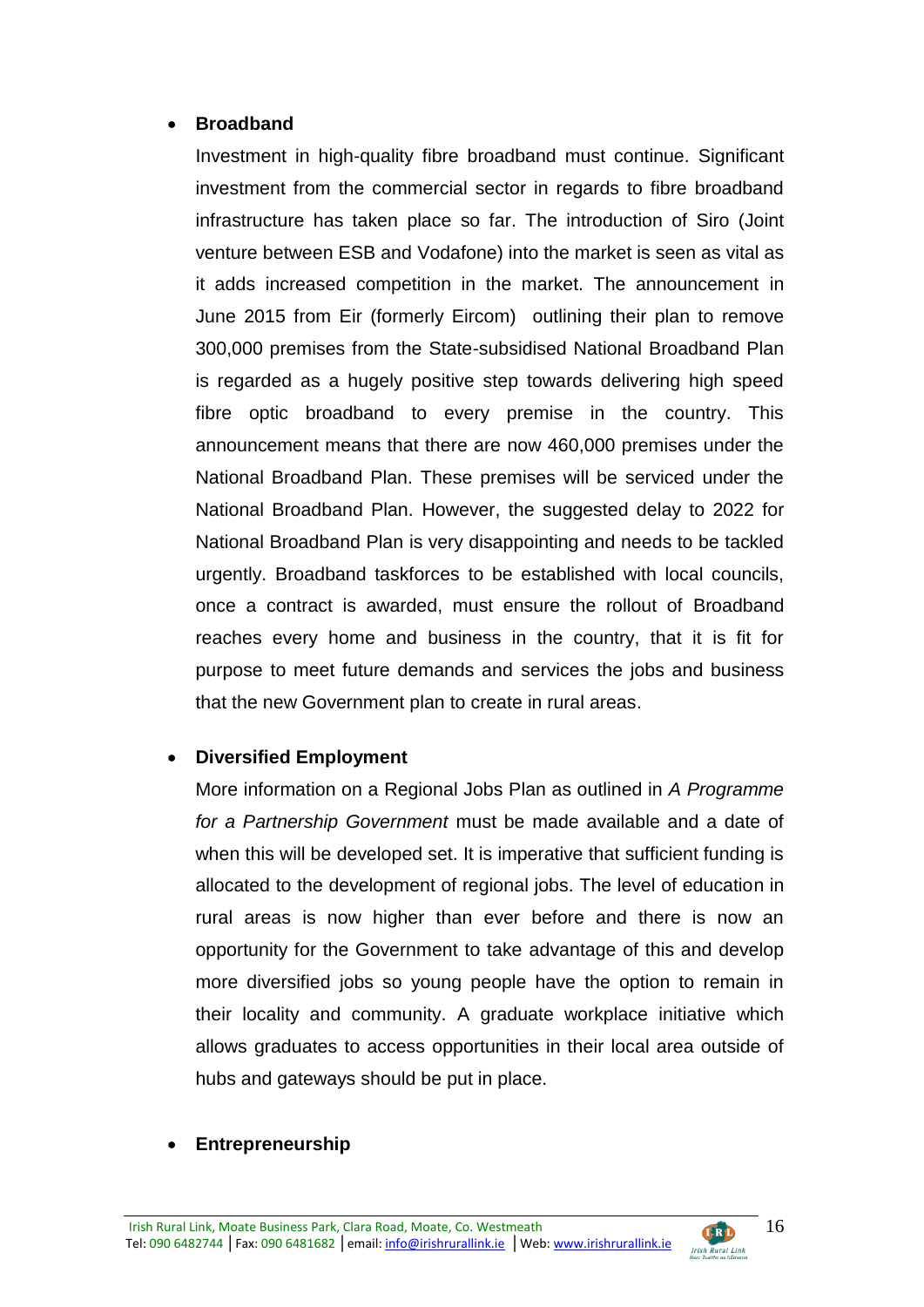- **Broadband**

  Investment in high-quality fibre broadband must continue. Significant investment from the commercial sector in regards to fibre broadband infrastructure has taken place so far. The introduction of Siro (Joint venture between ESB and Vodafone) into the market is seen as vital as it adds increased competition in the market. The announcement in June 2015 from Eir (formerly Eircom) outlining their plan to remove 300,000 premises from the State-subsidised National Broadband Plan is regarded as a hugely positive step towards delivering high speed fibre optic broadband to every premise in the country. This announcement means that there are now 460,000 premises under the National Broadband Plan. These premises will be serviced under the National Broadband Plan. However, the suggested delay to 2022 for National Broadband Plan is very disappointing and needs to be tackled urgently. Broadband taskforces to be established with local councils, once a contract is awarded, must ensure the rollout of Broadband reaches every home and business in the country, that it is fit for purpose to meet future demands and services the jobs and business that the new Government plan to create in rural areas.

- **Diversified Employment**

  More information on a Regional Jobs Plan as outlined in *A Programme for a Partnership Government* must be made available and a date of when this will be developed set. It is imperative that sufficient funding is allocated to the development of regional jobs. The level of education in rural areas is now higher than ever before and there is now an opportunity for the Government to take advantage of this and develop more diversified jobs so young people have the option to remain in their locality and community. A graduate workplace initiative which allows graduates to access opportunities in their local area outside of hubs and gateways should be put in place.

- **Entrepreneurship**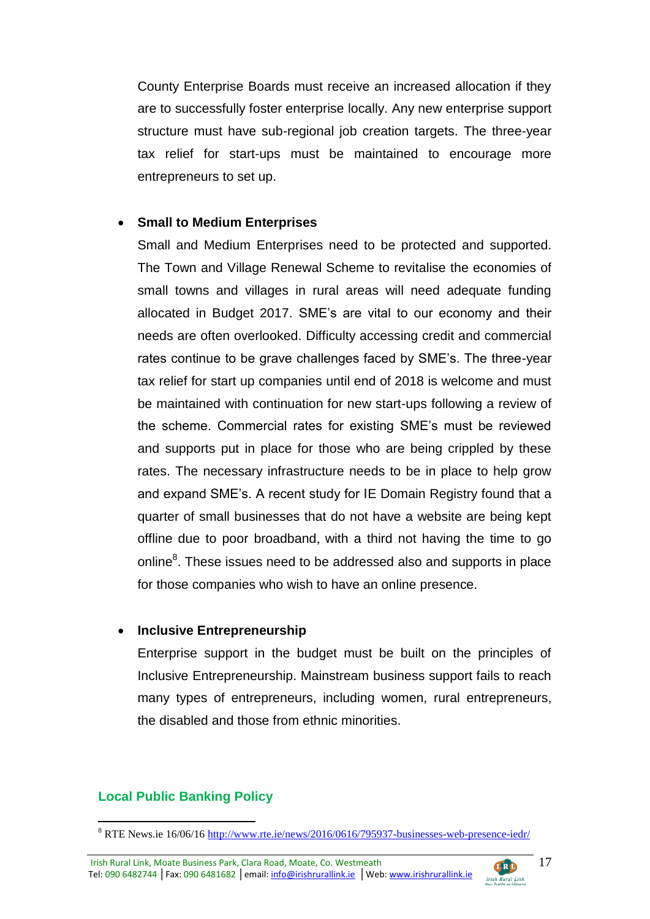County Enterprise Boards must receive an increased allocation if they are to successfully foster enterprise locally. Any new enterprise support structure must have sub-regional job creation targets. The three-year tax relief for start-ups must be maintained to encourage more entrepreneurs to set up.

- **Small to Medium Enterprises**

  Small and Medium Enterprises need to be protected and supported. The Town and Village Renewal Scheme to revitalise the economies of small towns and villages in rural areas will need adequate funding allocated in Budget 2017. SME's are vital to our economy and their needs are often overlooked. Difficulty accessing credit and commercial rates continue to be grave challenges faced by SME's. The three-year tax relief for start up companies until end of 2018 is welcome and must be maintained with continuation for new start-ups following a review of the scheme. Commercial rates for existing SME's must be reviewed and supports put in place for those who are being crippled by these rates. The necessary infrastructure needs to be in place to help grow and expand SME's. A recent study for IE Domain Registry found that a quarter of small businesses that do not have a website are being kept offline due to poor broadband, with a third not having the time to go online[8]. These issues need to be addressed also and supports in place for those companies who wish to have an online presence.

- **Inclusive Entrepreneurship**

  Enterprise support in the budget must be built on the principles of Inclusive Entrepreneurship. Mainstream business support fails to reach many types of entrepreneurs, including women, rural entrepreneurs, the disabled and those from ethnic minorities.

## Local Public Banking Policy

[8] RTE News.ie 16/06/16 http://www.rte.ie/news/2016/0616/795937-businesses-web-presence-iedr/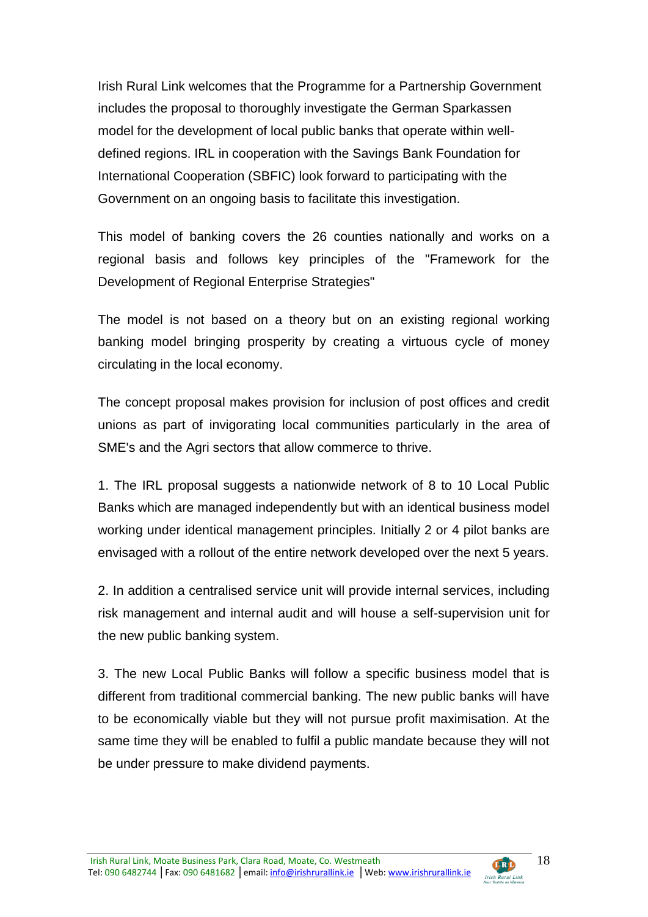Irish Rural Link welcomes that the Programme for a Partnership Government includes the proposal to thoroughly investigate the German Sparkassen model for the development of local public banks that operate within well-defined regions. IRL in cooperation with the Savings Bank Foundation for International Cooperation (SBFIC) look forward to participating with the Government on an ongoing basis to facilitate this investigation.

This model of banking covers the 26 counties nationally and works on a regional basis and follows key principles of the "Framework for the Development of Regional Enterprise Strategies"

The model is not based on a theory but on an existing regional working banking model bringing prosperity by creating a virtuous cycle of money circulating in the local economy.

The concept proposal makes provision for inclusion of post offices and credit unions as part of invigorating local communities particularly in the area of SME's and the Agri sectors that allow commerce to thrive.

1. The IRL proposal suggests a nationwide network of 8 to 10 Local Public Banks which are managed independently but with an identical business model working under identical management principles. Initially 2 or 4 pilot banks are envisaged with a rollout of the entire network developed over the next 5 years.

2. In addition a centralised service unit will provide internal services, including risk management and internal audit and will house a self-supervision unit for the new public banking system.

3. The new Local Public Banks will follow a specific business model that is different from traditional commercial banking. The new public banks will have to be economically viable but they will not pursue profit maximisation. At the same time they will be enabled to fulfil a public mandate because they will not be under pressure to make dividend payments.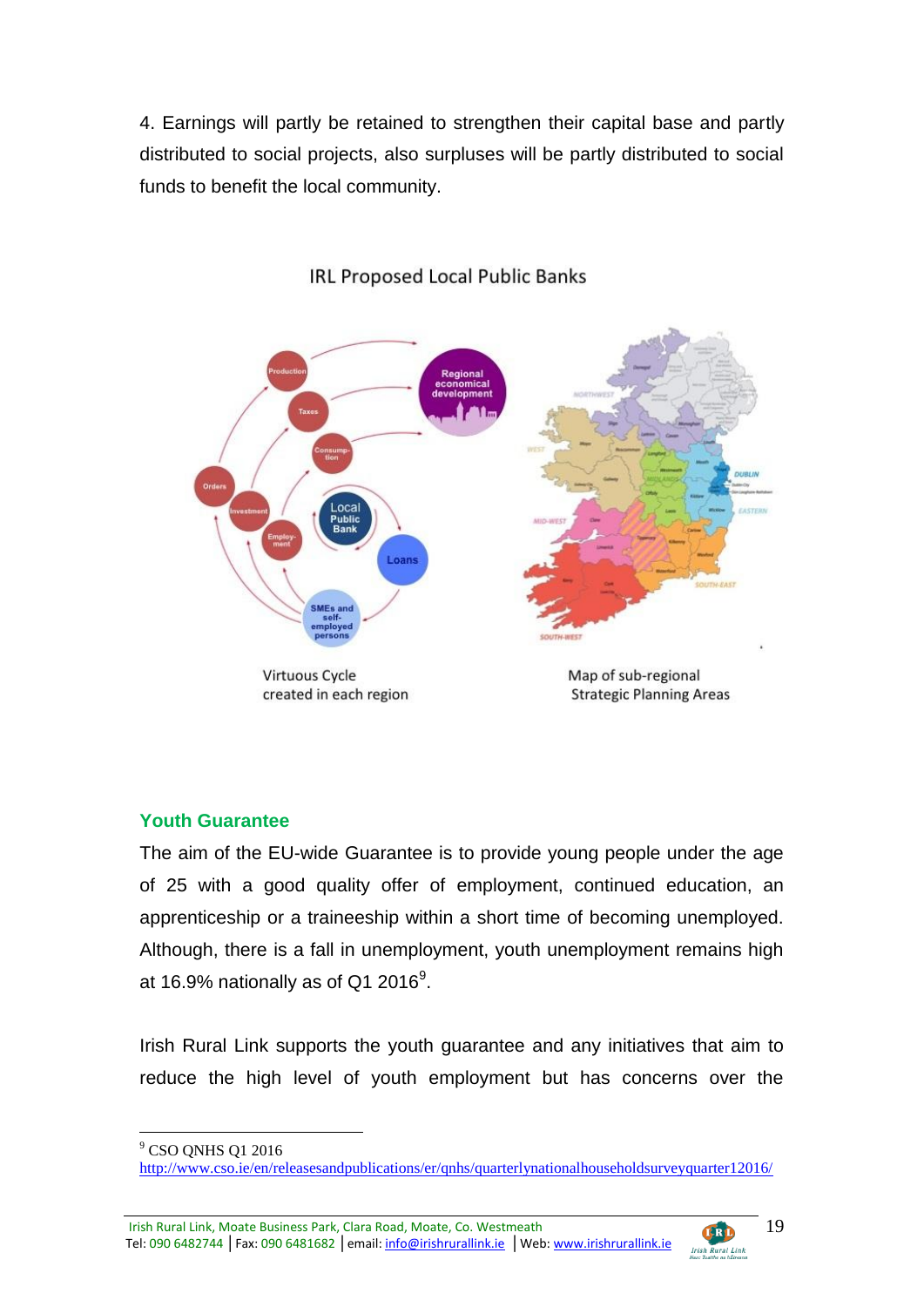4. Earnings will partly be retained to strengthen their capital base and partly distributed to social projects, also surpluses will be partly distributed to social funds to benefit the local community.

IRL Proposed Local Public Banks

Virtuous Cycle created in each region

Map of sub-regional Strategic Planning Areas

## Youth Guarantee

The aim of the EU-wide Guarantee is to provide young people under the age of 25 with a good quality offer of employment, continued education, an apprenticeship or a traineeship within a short time of becoming unemployed. Although, there is a fall in unemployment, youth unemployment remains high at 16.9% nationally as of Q1 2016[9].

Irish Rural Link supports the youth guarantee and any initiatives that aim to reduce the high level of youth employment but has concerns over the

[9] CSO QNHS Q1 2016 http://www.cso.ie/en/releasesandpublications/er/qnhs/quarterlynationalhouseholdsurveyquarter12016/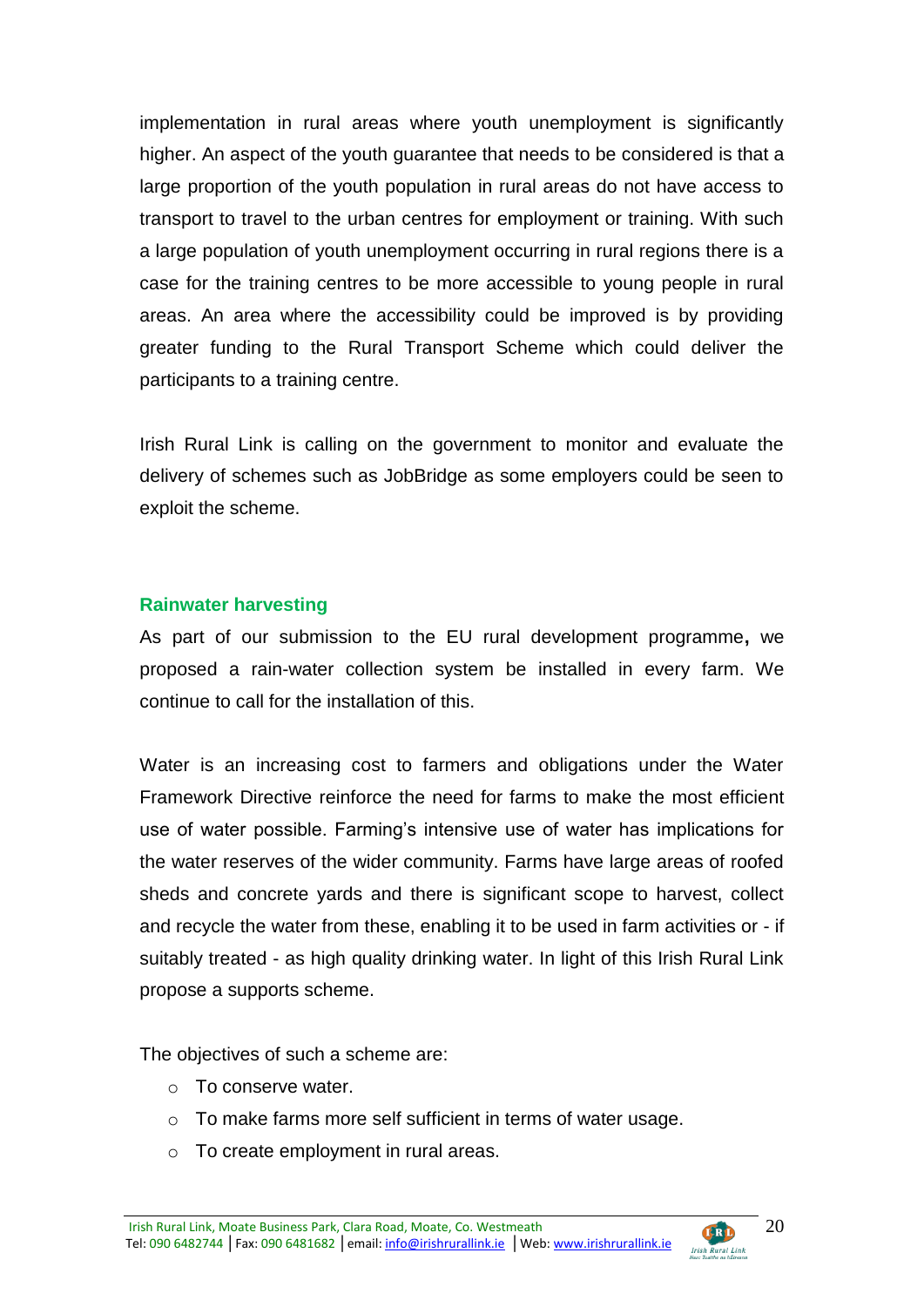implementation in rural areas where youth unemployment is significantly higher. An aspect of the youth guarantee that needs to be considered is that a large proportion of the youth population in rural areas do not have access to transport to travel to the urban centres for employment or training. With such a large population of youth unemployment occurring in rural regions there is a case for the training centres to be more accessible to young people in rural areas. An area where the accessibility could be improved is by providing greater funding to the Rural Transport Scheme which could deliver the participants to a training centre.

Irish Rural Link is calling on the government to monitor and evaluate the delivery of schemes such as JobBridge as some employers could be seen to exploit the scheme.

### Rainwater harvesting

As part of our submission to the EU rural development programme**,** we proposed a rain-water collection system be installed in every farm. We continue to call for the installation of this.

Water is an increasing cost to farmers and obligations under the Water Framework Directive reinforce the need for farms to make the most efficient use of water possible. Farming's intensive use of water has implications for the water reserves of the wider community. Farms have large areas of roofed sheds and concrete yards and there is significant scope to harvest, collect and recycle the water from these, enabling it to be used in farm activities or - if suitably treated - as high quality drinking water. In light of this Irish Rural Link propose a supports scheme.

The objectives of such a scheme are:

- To conserve water.
- To make farms more self sufficient in terms of water usage.
- To create employment in rural areas.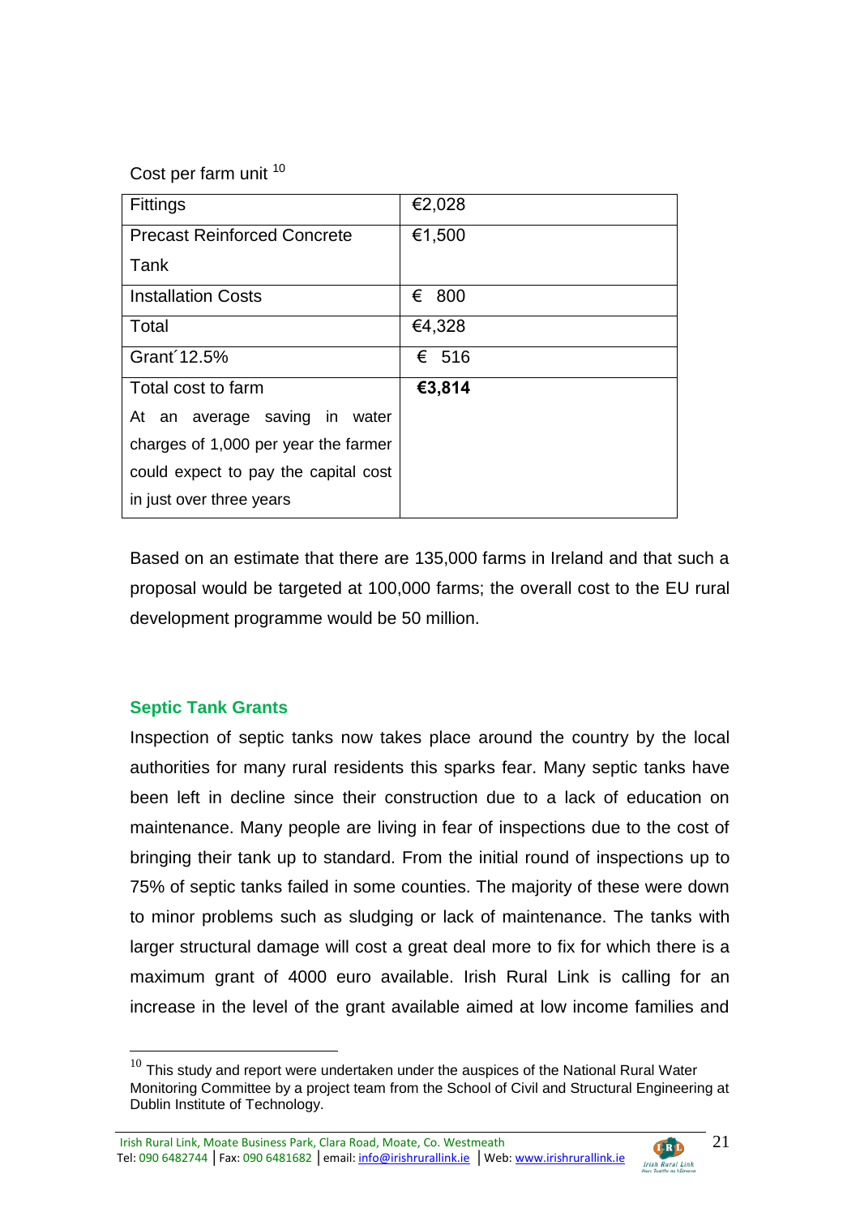Cost per farm unit [10]

| Fittings | €2,028 |
|---|---|
| Precast Reinforced Concrete Tank | €1,500 |
| Installation Costs | € 800 |
| Total | €4,328 |
| Grant´12.5% | € 516 |
| Total cost to farm<br>At an average saving in water charges of 1,000 per year the farmer could expect to pay the capital cost in just over three years | **€3,814** |

Based on an estimate that there are 135,000 farms in Ireland and that such a proposal would be targeted at 100,000 farms; the overall cost to the EU rural development programme would be 50 million.

### Septic Tank Grants

Inspection of septic tanks now takes place around the country by the local authorities for many rural residents this sparks fear. Many septic tanks have been left in decline since their construction due to a lack of education on maintenance. Many people are living in fear of inspections due to the cost of bringing their tank up to standard. From the initial round of inspections up to 75% of septic tanks failed in some counties. The majority of these were down to minor problems such as sludging or lack of maintenance. The tanks with larger structural damage will cost a great deal more to fix for which there is a maximum grant of 4000 euro available. Irish Rural Link is calling for an increase in the level of the grant available aimed at low income families and

[10] This study and report were undertaken under the auspices of the National Rural Water Monitoring Committee by a project team from the School of Civil and Structural Engineering at Dublin Institute of Technology.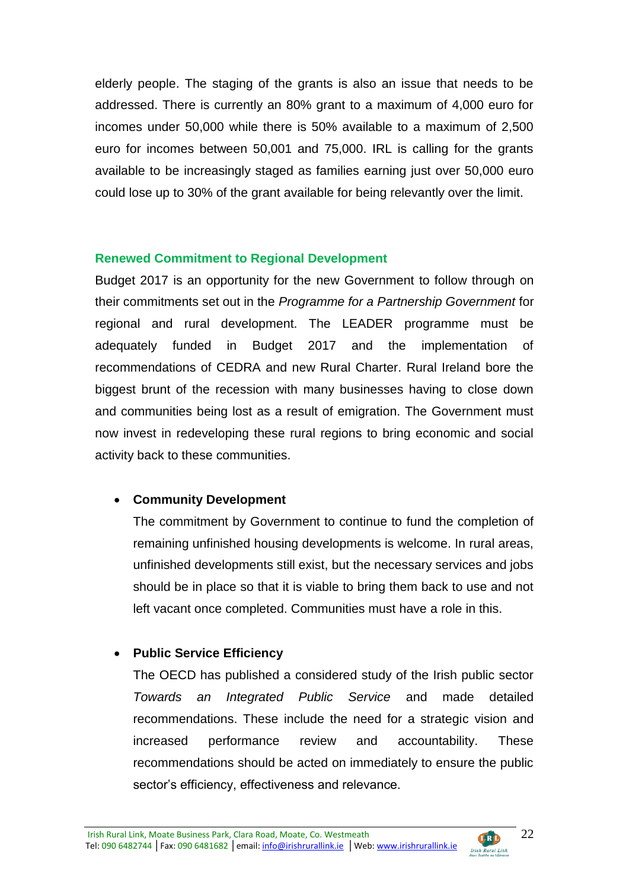elderly people. The staging of the grants is also an issue that needs to be addressed. There is currently an 80% grant to a maximum of 4,000 euro for incomes under 50,000 while there is 50% available to a maximum of 2,500 euro for incomes between 50,001 and 75,000. IRL is calling for the grants available to be increasingly staged as families earning just over 50,000 euro could lose up to 30% of the grant available for being relevantly over the limit.

## Renewed Commitment to Regional Development

Budget 2017 is an opportunity for the new Government to follow through on their commitments set out in the *Programme for a Partnership Government* for regional and rural development. The LEADER programme must be adequately funded in Budget 2017 and the implementation of recommendations of CEDRA and new Rural Charter. Rural Ireland bore the biggest brunt of the recession with many businesses having to close down and communities being lost as a result of emigration. The Government must now invest in redeveloping these rural regions to bring economic and social activity back to these communities.

- **Community Development**

  The commitment by Government to continue to fund the completion of remaining unfinished housing developments is welcome. In rural areas, unfinished developments still exist, but the necessary services and jobs should be in place so that it is viable to bring them back to use and not left vacant once completed. Communities must have a role in this.

- **Public Service Efficiency**

  The OECD has published a considered study of the Irish public sector *Towards an Integrated Public Service* and made detailed recommendations. These include the need for a strategic vision and increased performance review and accountability. These recommendations should be acted on immediately to ensure the public sector's efficiency, effectiveness and relevance.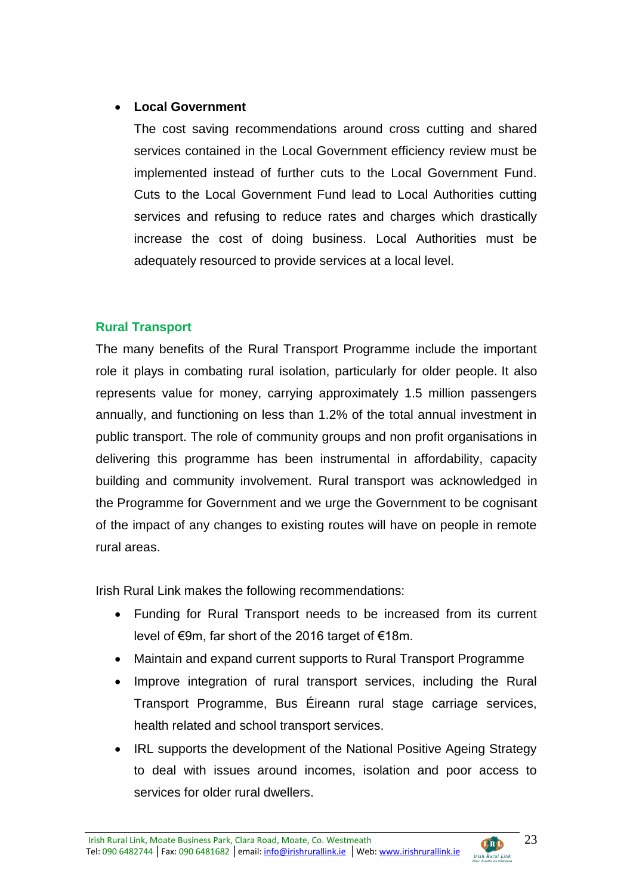- **Local Government**

  The cost saving recommendations around cross cutting and shared services contained in the Local Government efficiency review must be implemented instead of further cuts to the Local Government Fund. Cuts to the Local Government Fund lead to Local Authorities cutting services and refusing to reduce rates and charges which drastically increase the cost of doing business. Local Authorities must be adequately resourced to provide services at a local level.

## Rural Transport

The many benefits of the Rural Transport Programme include the important role it plays in combating rural isolation, particularly for older people. It also represents value for money, carrying approximately 1.5 million passengers annually, and functioning on less than 1.2% of the total annual investment in public transport. The role of community groups and non profit organisations in delivering this programme has been instrumental in affordability, capacity building and community involvement. Rural transport was acknowledged in the Programme for Government and we urge the Government to be cognisant of the impact of any changes to existing routes will have on people in remote rural areas.

Irish Rural Link makes the following recommendations:

- Funding for Rural Transport needs to be increased from its current level of €9m, far short of the 2016 target of €18m.
- Maintain and expand current supports to Rural Transport Programme
- Improve integration of rural transport services, including the Rural Transport Programme, Bus Éireann rural stage carriage services, health related and school transport services.
- IRL supports the development of the National Positive Ageing Strategy to deal with issues around incomes, isolation and poor access to services for older rural dwellers.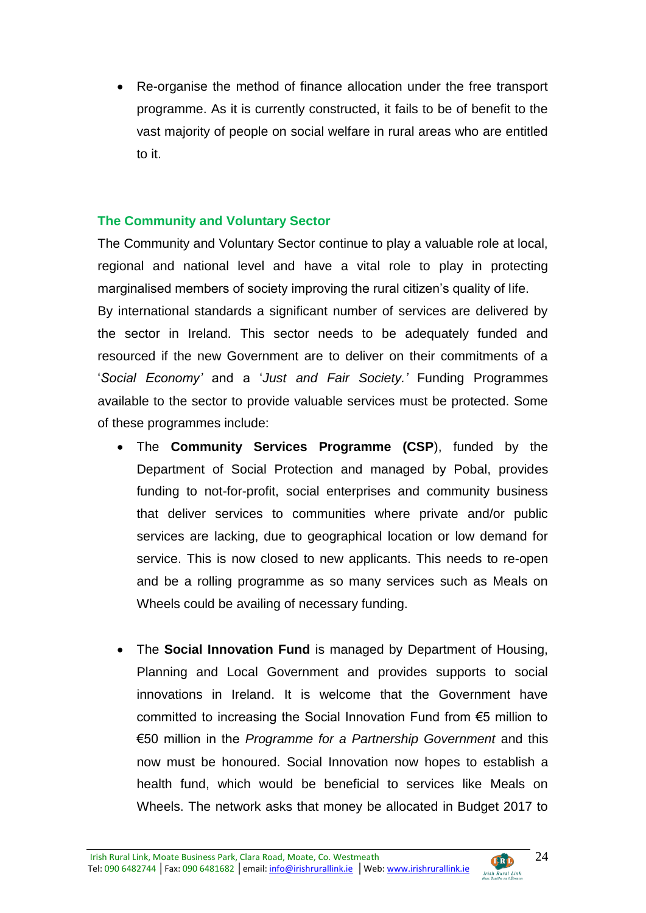- Re-organise the method of finance allocation under the free transport programme. As it is currently constructed, it fails to be of benefit to the vast majority of people on social welfare in rural areas who are entitled to it.

### The Community and Voluntary Sector

The Community and Voluntary Sector continue to play a valuable role at local, regional and national level and have a vital role to play in protecting marginalised members of society improving the rural citizen's quality of life.

By international standards a significant number of services are delivered by the sector in Ireland. This sector needs to be adequately funded and resourced if the new Government are to deliver on their commitments of a '*Social Economy'* and a '*Just and Fair Society.'* Funding Programmes available to the sector to provide valuable services must be protected. Some of these programmes include:

- The **Community Services Programme (CSP**), funded by the Department of Social Protection and managed by Pobal, provides funding to not-for-profit, social enterprises and community business that deliver services to communities where private and/or public services are lacking, due to geographical location or low demand for service. This is now closed to new applicants. This needs to re-open and be a rolling programme as so many services such as Meals on Wheels could be availing of necessary funding.

- The **Social Innovation Fund** is managed by Department of Housing, Planning and Local Government and provides supports to social innovations in Ireland. It is welcome that the Government have committed to increasing the Social Innovation Fund from €5 million to €50 million in the *Programme for a Partnership Government* and this now must be honoured. Social Innovation now hopes to establish a health fund, which would be beneficial to services like Meals on Wheels. The network asks that money be allocated in Budget 2017 to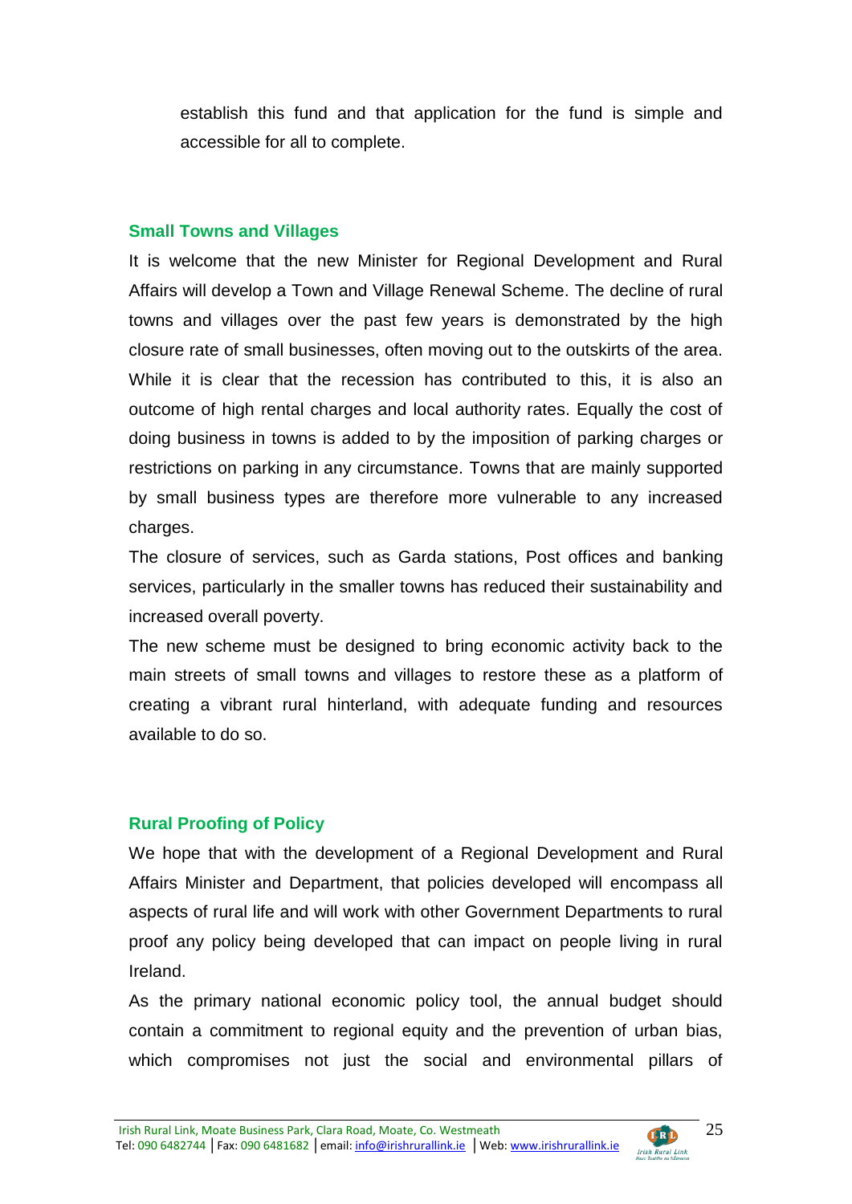establish this fund and that application for the fund is simple and accessible for all to complete.

### Small Towns and Villages

It is welcome that the new Minister for Regional Development and Rural Affairs will develop a Town and Village Renewal Scheme. The decline of rural towns and villages over the past few years is demonstrated by the high closure rate of small businesses, often moving out to the outskirts of the area. While it is clear that the recession has contributed to this, it is also an outcome of high rental charges and local authority rates. Equally the cost of doing business in towns is added to by the imposition of parking charges or restrictions on parking in any circumstance. Towns that are mainly supported by small business types are therefore more vulnerable to any increased charges.

The closure of services, such as Garda stations, Post offices and banking services, particularly in the smaller towns has reduced their sustainability and increased overall poverty.

The new scheme must be designed to bring economic activity back to the main streets of small towns and villages to restore these as a platform of creating a vibrant rural hinterland, with adequate funding and resources available to do so.

### Rural Proofing of Policy

We hope that with the development of a Regional Development and Rural Affairs Minister and Department, that policies developed will encompass all aspects of rural life and will work with other Government Departments to rural proof any policy being developed that can impact on people living in rural Ireland.

As the primary national economic policy tool, the annual budget should contain a commitment to regional equity and the prevention of urban bias, which compromises not just the social and environmental pillars of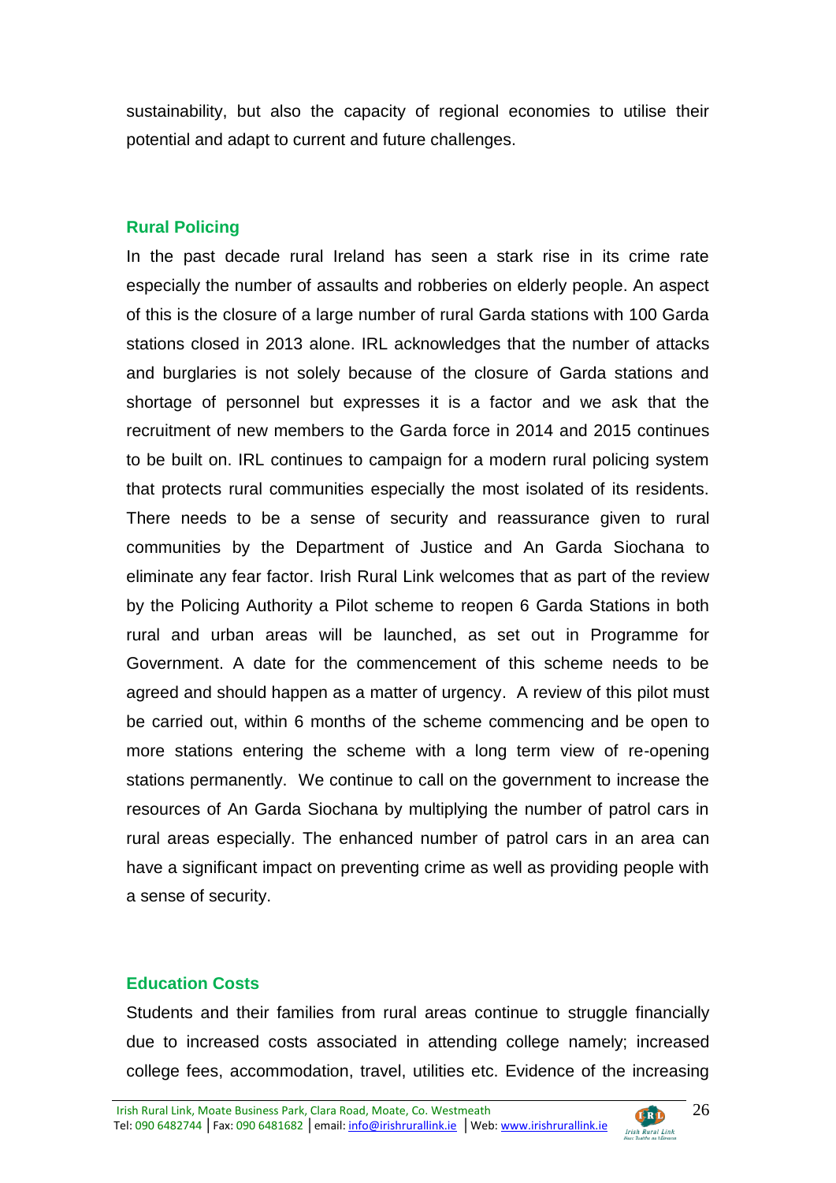sustainability, but also the capacity of regional economies to utilise their potential and adapt to current and future challenges.

## Rural Policing

In the past decade rural Ireland has seen a stark rise in its crime rate especially the number of assaults and robberies on elderly people. An aspect of this is the closure of a large number of rural Garda stations with 100 Garda stations closed in 2013 alone. IRL acknowledges that the number of attacks and burglaries is not solely because of the closure of Garda stations and shortage of personnel but expresses it is a factor and we ask that the recruitment of new members to the Garda force in 2014 and 2015 continues to be built on. IRL continues to campaign for a modern rural policing system that protects rural communities especially the most isolated of its residents. There needs to be a sense of security and reassurance given to rural communities by the Department of Justice and An Garda Siochana to eliminate any fear factor. Irish Rural Link welcomes that as part of the review by the Policing Authority a Pilot scheme to reopen 6 Garda Stations in both rural and urban areas will be launched, as set out in Programme for Government. A date for the commencement of this scheme needs to be agreed and should happen as a matter of urgency. A review of this pilot must be carried out, within 6 months of the scheme commencing and be open to more stations entering the scheme with a long term view of re-opening stations permanently. We continue to call on the government to increase the resources of An Garda Siochana by multiplying the number of patrol cars in rural areas especially. The enhanced number of patrol cars in an area can have a significant impact on preventing crime as well as providing people with a sense of security.

## Education Costs

Students and their families from rural areas continue to struggle financially due to increased costs associated in attending college namely; increased college fees, accommodation, travel, utilities etc. Evidence of the increasing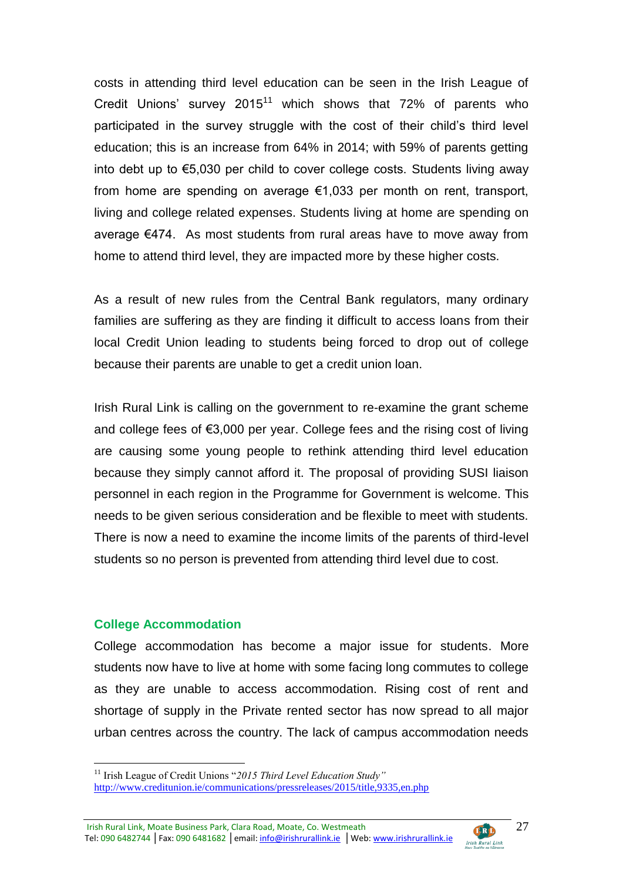costs in attending third level education can be seen in the Irish League of Credit Unions' survey 2015[11] which shows that 72% of parents who participated in the survey struggle with the cost of their child's third level education; this is an increase from 64% in 2014; with 59% of parents getting into debt up to €5,030 per child to cover college costs. Students living away from home are spending on average €1,033 per month on rent, transport, living and college related expenses. Students living at home are spending on average €474. As most students from rural areas have to move away from home to attend third level, they are impacted more by these higher costs.

As a result of new rules from the Central Bank regulators, many ordinary families are suffering as they are finding it difficult to access loans from their local Credit Union leading to students being forced to drop out of college because their parents are unable to get a credit union loan.

Irish Rural Link is calling on the government to re-examine the grant scheme and college fees of €3,000 per year. College fees and the rising cost of living are causing some young people to rethink attending third level education because they simply cannot afford it. The proposal of providing SUSI liaison personnel in each region in the Programme for Government is welcome. This needs to be given serious consideration and be flexible to meet with students. There is now a need to examine the income limits of the parents of third-level students so no person is prevented from attending third level due to cost.

### College Accommodation

College accommodation has become a major issue for students. More students now have to live at home with some facing long commutes to college as they are unable to access accommodation. Rising cost of rent and shortage of supply in the Private rented sector has now spread to all major urban centres across the country. The lack of campus accommodation needs

[11] Irish League of Credit Unions "*2015 Third Level Education Study"* http://www.creditunion.ie/communications/pressreleases/2015/title,9335,en.php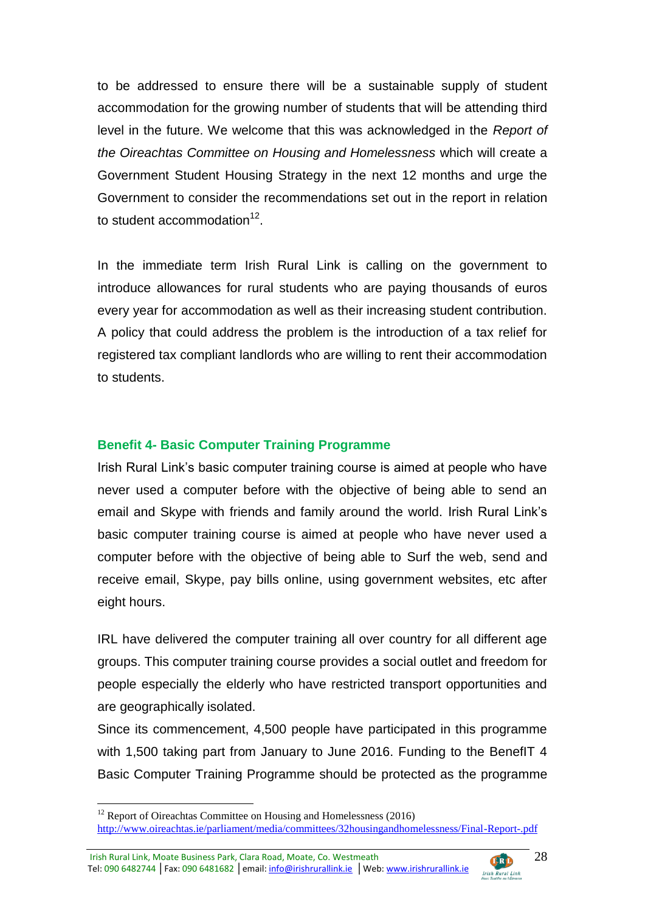to be addressed to ensure there will be a sustainable supply of student accommodation for the growing number of students that will be attending third level in the future. We welcome that this was acknowledged in the *Report of the Oireachtas Committee on Housing and Homelessness* which will create a Government Student Housing Strategy in the next 12 months and urge the Government to consider the recommendations set out in the report in relation to student accommodation[12].

In the immediate term Irish Rural Link is calling on the government to introduce allowances for rural students who are paying thousands of euros every year for accommodation as well as their increasing student contribution. A policy that could address the problem is the introduction of a tax relief for registered tax compliant landlords who are willing to rent their accommodation to students.

### Benefit 4- Basic Computer Training Programme

Irish Rural Link's basic computer training course is aimed at people who have never used a computer before with the objective of being able to send an email and Skype with friends and family around the world. Irish Rural Link's basic computer training course is aimed at people who have never used a computer before with the objective of being able to Surf the web, send and receive email, Skype, pay bills online, using government websites, etc after eight hours.

IRL have delivered the computer training all over country for all different age groups. This computer training course provides a social outlet and freedom for people especially the elderly who have restricted transport opportunities and are geographically isolated.

Since its commencement, 4,500 people have participated in this programme with 1,500 taking part from January to June 2016. Funding to the BenefIT 4 Basic Computer Training Programme should be protected as the programme

---

[12] Report of Oireachtas Committee on Housing and Homelessness (2016) http://www.oireachtas.ie/parliament/media/committees/32housingandhomelessness/Final-Report-.pdf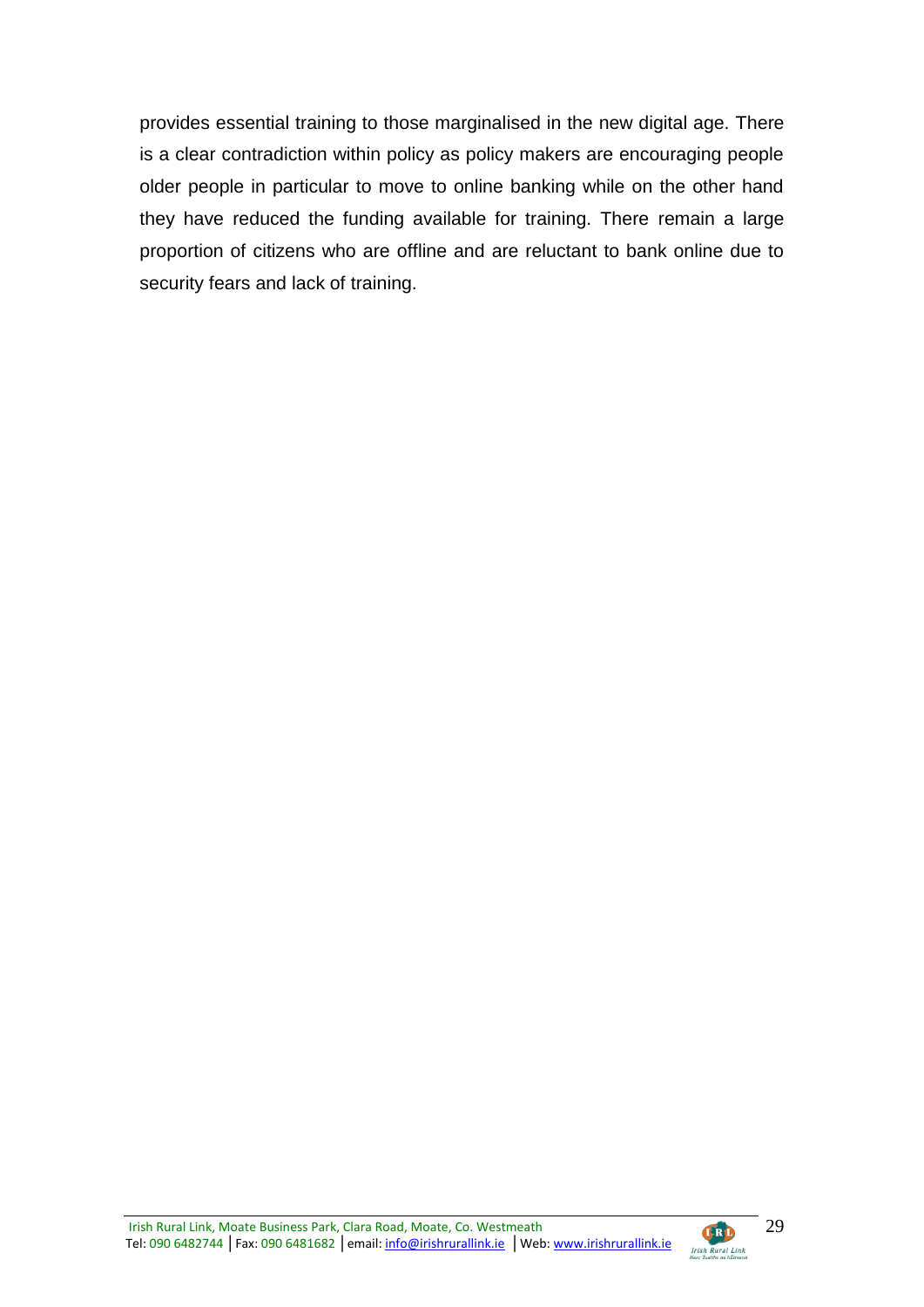provides essential training to those marginalised in the new digital age. There is a clear contradiction within policy as policy makers are encouraging people older people in particular to move to online banking while on the other hand they have reduced the funding available for training. There remain a large proportion of citizens who are offline and are reluctant to bank online due to security fears and lack of training.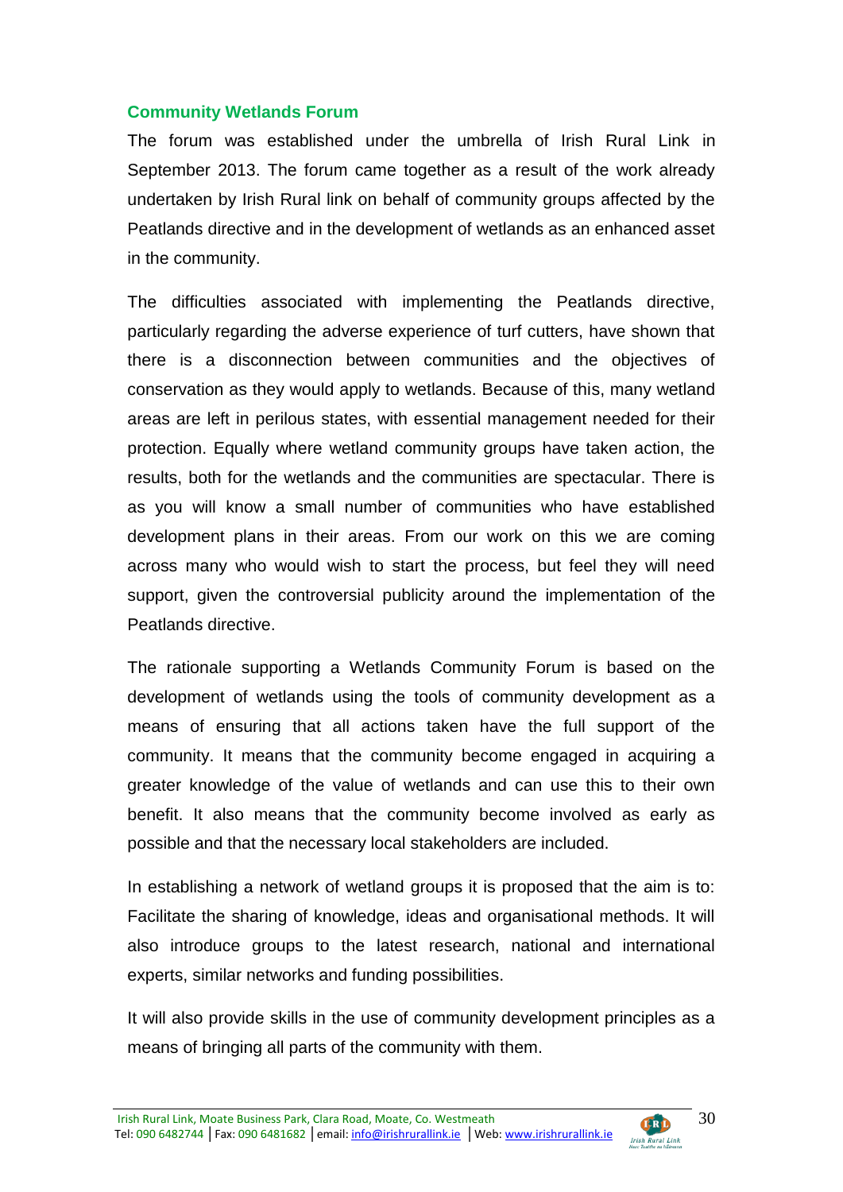## Community Wetlands Forum

The forum was established under the umbrella of Irish Rural Link in September 2013. The forum came together as a result of the work already undertaken by Irish Rural link on behalf of community groups affected by the Peatlands directive and in the development of wetlands as an enhanced asset in the community.

The difficulties associated with implementing the Peatlands directive, particularly regarding the adverse experience of turf cutters, have shown that there is a disconnection between communities and the objectives of conservation as they would apply to wetlands. Because of this, many wetland areas are left in perilous states, with essential management needed for their protection. Equally where wetland community groups have taken action, the results, both for the wetlands and the communities are spectacular. There is as you will know a small number of communities who have established development plans in their areas. From our work on this we are coming across many who would wish to start the process, but feel they will need support, given the controversial publicity around the implementation of the Peatlands directive.

The rationale supporting a Wetlands Community Forum is based on the development of wetlands using the tools of community development as a means of ensuring that all actions taken have the full support of the community. It means that the community become engaged in acquiring a greater knowledge of the value of wetlands and can use this to their own benefit. It also means that the community become involved as early as possible and that the necessary local stakeholders are included.

In establishing a network of wetland groups it is proposed that the aim is to: Facilitate the sharing of knowledge, ideas and organisational methods. It will also introduce groups to the latest research, national and international experts, similar networks and funding possibilities.

It will also provide skills in the use of community development principles as a means of bringing all parts of the community with them.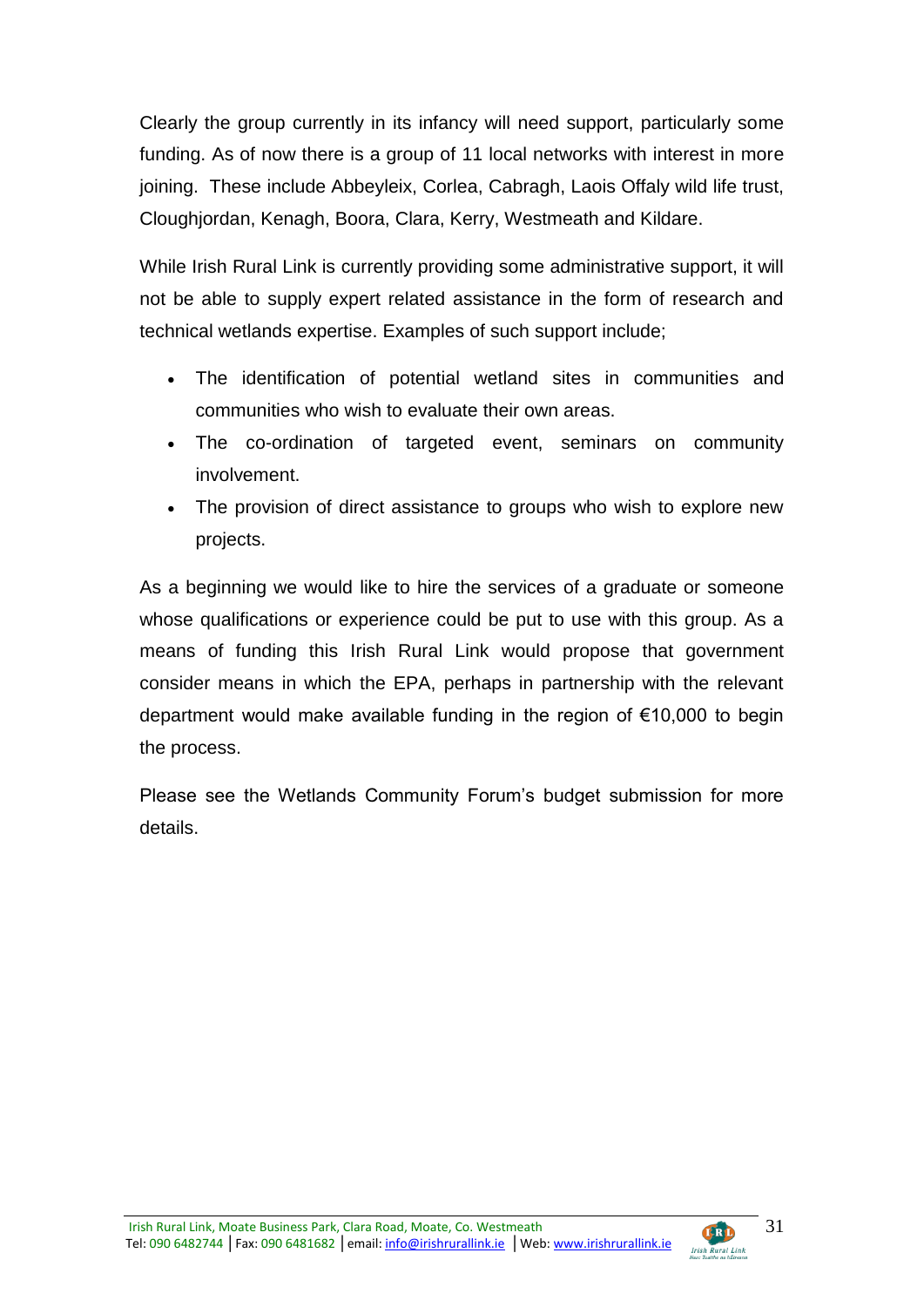Clearly the group currently in its infancy will need support, particularly some funding. As of now there is a group of 11 local networks with interest in more joining. These include Abbeyleix, Corlea, Cabragh, Laois Offaly wild life trust, Cloughjordan, Kenagh, Boora, Clara, Kerry, Westmeath and Kildare.

While Irish Rural Link is currently providing some administrative support, it will not be able to supply expert related assistance in the form of research and technical wetlands expertise. Examples of such support include;

- The identification of potential wetland sites in communities and communities who wish to evaluate their own areas.
- The co-ordination of targeted event, seminars on community involvement.
- The provision of direct assistance to groups who wish to explore new projects.

As a beginning we would like to hire the services of a graduate or someone whose qualifications or experience could be put to use with this group. As a means of funding this Irish Rural Link would propose that government consider means in which the EPA, perhaps in partnership with the relevant department would make available funding in the region of €10,000 to begin the process.

Please see the Wetlands Community Forum's budget submission for more details.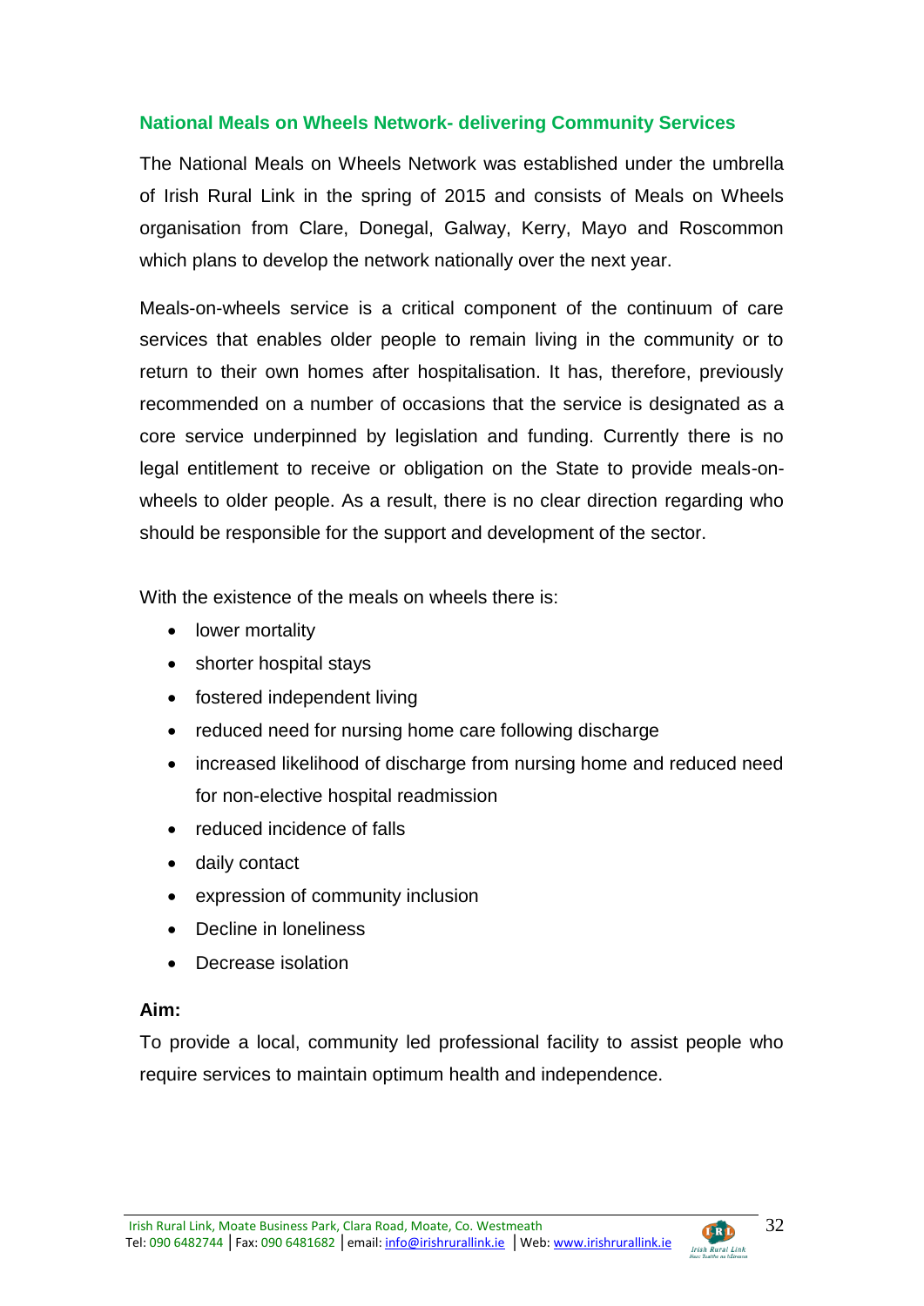## National Meals on Wheels Network- delivering Community Services

The National Meals on Wheels Network was established under the umbrella of Irish Rural Link in the spring of 2015 and consists of Meals on Wheels organisation from Clare, Donegal, Galway, Kerry, Mayo and Roscommon which plans to develop the network nationally over the next year.

Meals-on-wheels service is a critical component of the continuum of care services that enables older people to remain living in the community or to return to their own homes after hospitalisation. It has, therefore, previously recommended on a number of occasions that the service is designated as a core service underpinned by legislation and funding. Currently there is no legal entitlement to receive or obligation on the State to provide meals-on-wheels to older people. As a result, there is no clear direction regarding who should be responsible for the support and development of the sector.

With the existence of the meals on wheels there is:

- lower mortality
- shorter hospital stays
- fostered independent living
- reduced need for nursing home care following discharge
- increased likelihood of discharge from nursing home and reduced need for non-elective hospital readmission
- reduced incidence of falls
- daily contact
- expression of community inclusion
- Decline in loneliness
- Decrease isolation

**Aim:**

To provide a local, community led professional facility to assist people who require services to maintain optimum health and independence.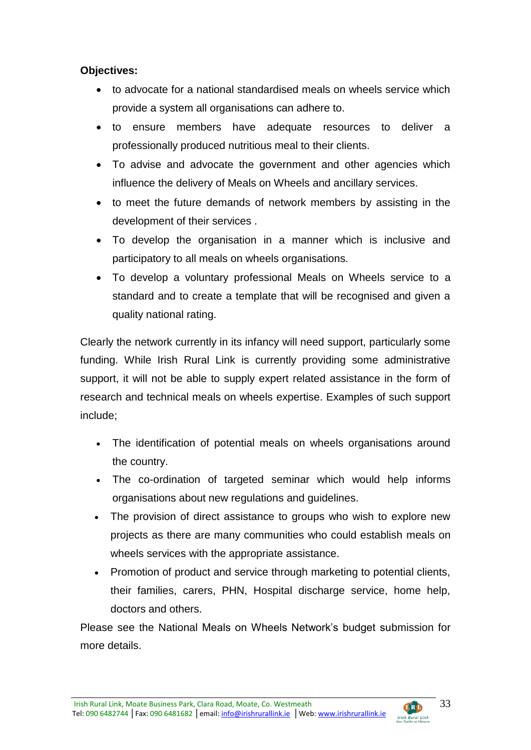**Objectives:**

- to advocate for a national standardised meals on wheels service which provide a system all organisations can adhere to.
- to ensure members have adequate resources to deliver a professionally produced nutritious meal to their clients.
- To advise and advocate the government and other agencies which influence the delivery of Meals on Wheels and ancillary services.
- to meet the future demands of network members by assisting in the development of their services .
- To develop the organisation in a manner which is inclusive and participatory to all meals on wheels organisations.
- To develop a voluntary professional Meals on Wheels service to a standard and to create a template that will be recognised and given a quality national rating.

Clearly the network currently in its infancy will need support, particularly some funding. While Irish Rural Link is currently providing some administrative support, it will not be able to supply expert related assistance in the form of research and technical meals on wheels expertise. Examples of such support include;

- The identification of potential meals on wheels organisations around the country.
- The co-ordination of targeted seminar which would help informs organisations about new regulations and guidelines.
- The provision of direct assistance to groups who wish to explore new projects as there are many communities who could establish meals on wheels services with the appropriate assistance.
- Promotion of product and service through marketing to potential clients, their families, carers, PHN, Hospital discharge service, home help, doctors and others.

Please see the National Meals on Wheels Network's budget submission for more details.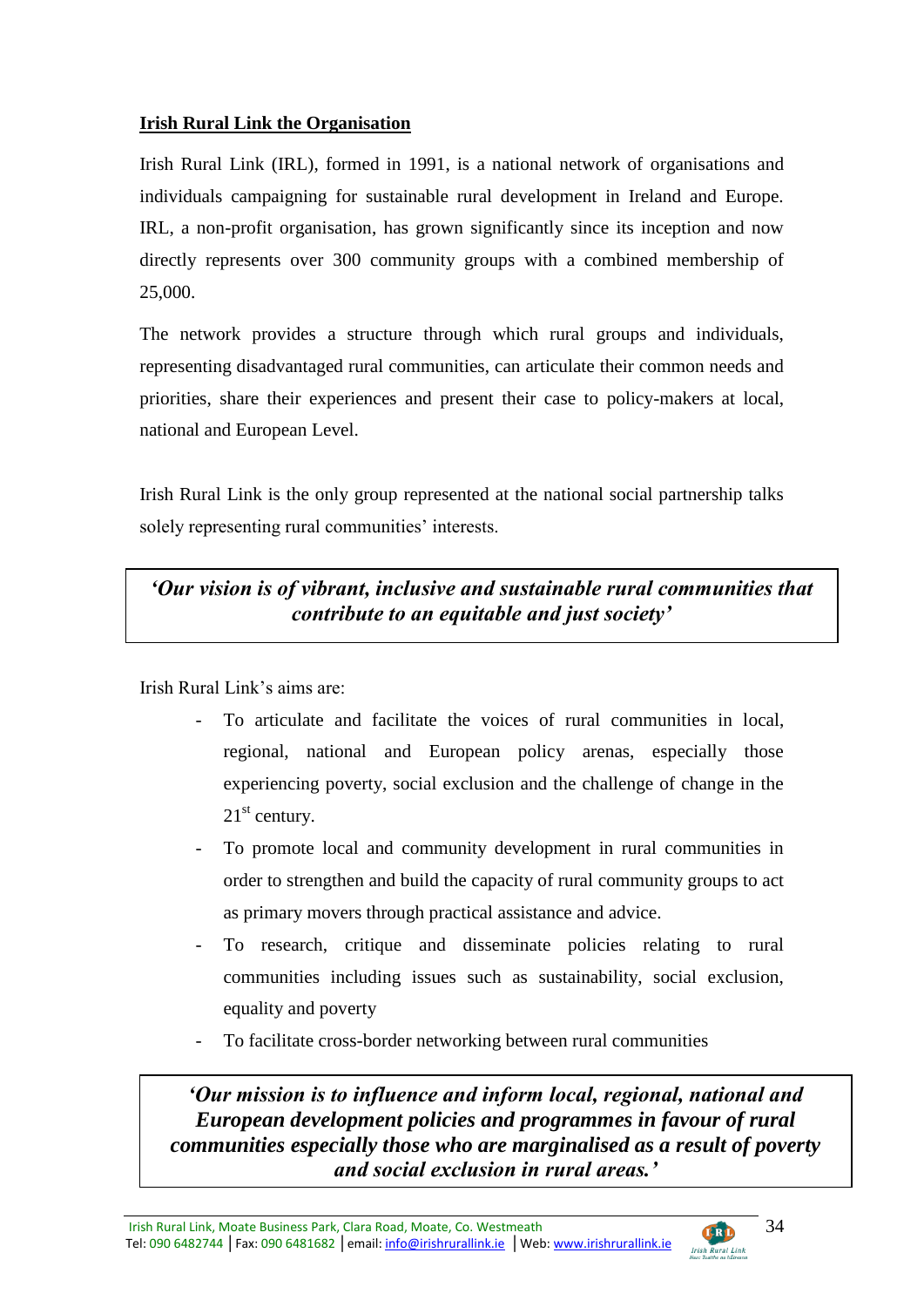**Irish Rural Link the Organisation**

Irish Rural Link (IRL), formed in 1991, is a national network of organisations and individuals campaigning for sustainable rural development in Ireland and Europe. IRL, a non-profit organisation, has grown significantly since its inception and now directly represents over 300 community groups with a combined membership of 25,000.

The network provides a structure through which rural groups and individuals, representing disadvantaged rural communities, can articulate their common needs and priorities, share their experiences and present their case to policy-makers at local, national and European Level.

Irish Rural Link is the only group represented at the national social partnership talks solely representing rural communities' interests.

***'Our vision is of vibrant, inclusive and sustainable rural communities that contribute to an equitable and just society'***

Irish Rural Link's aims are:

- To articulate and facilitate the voices of rural communities in local, regional, national and European policy arenas, especially those experiencing poverty, social exclusion and the challenge of change in the 21st century.
- To promote local and community development in rural communities in order to strengthen and build the capacity of rural community groups to act as primary movers through practical assistance and advice.
- To research, critique and disseminate policies relating to rural communities including issues such as sustainability, social exclusion, equality and poverty
- To facilitate cross-border networking between rural communities

***'Our mission is to influence and inform local, regional, national and European development policies and programmes in favour of rural communities especially those who are marginalised as a result of poverty and social exclusion in rural areas.'***

Irish Rural Link, Moate Business Park, Clara Road, Moate, Co. Westmeath
Tel: 090 6482744 | Fax: 090 6481682 | email: info@irishrurallink.ie | Web: www.irishrurallink.ie